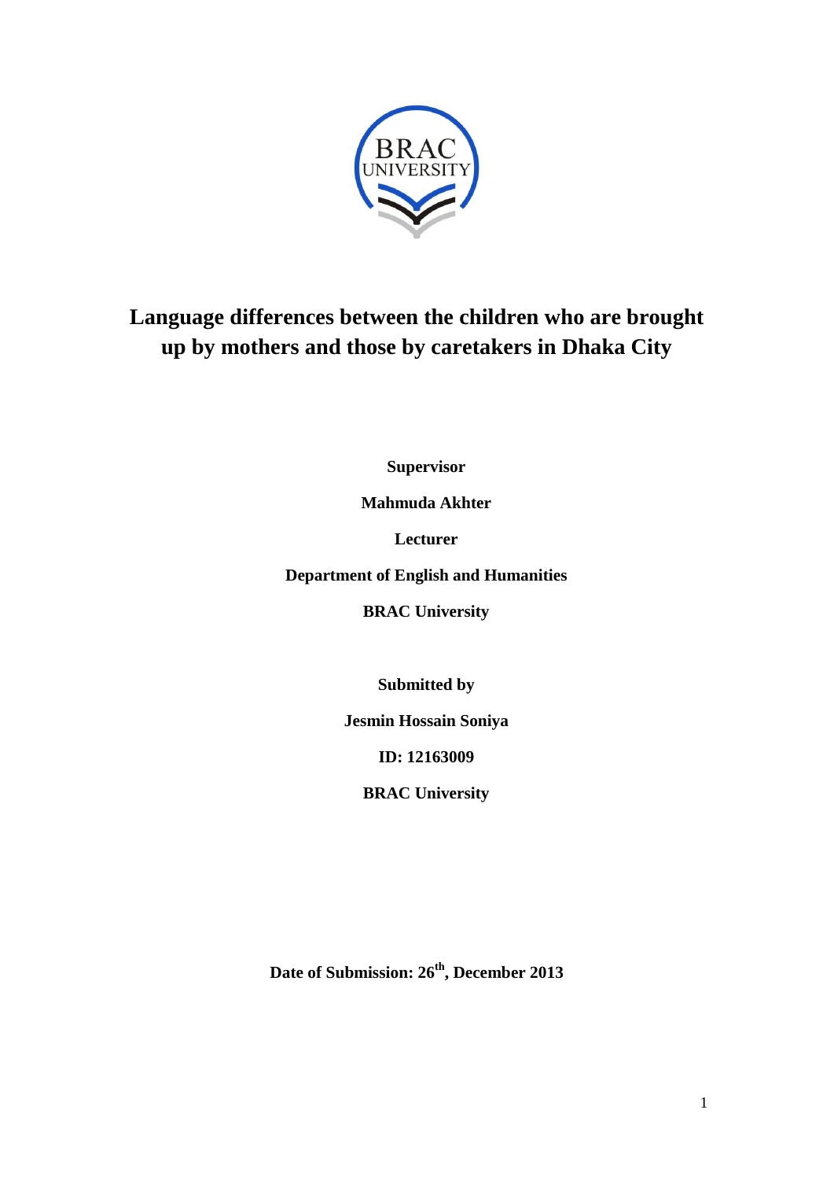# Language differences between the children who are brought up by mothers and those by caretakers in Dhaka City

**Supervisor**

**Mahmuda Akhter**

**Lecturer**

**Department of English and Humanities**

**BRAC University**

**Submitted by**

**Jesmin Hossain Soniya**

**ID: 12163009**

**BRAC University**

**Date of Submission: 26th, December 2013**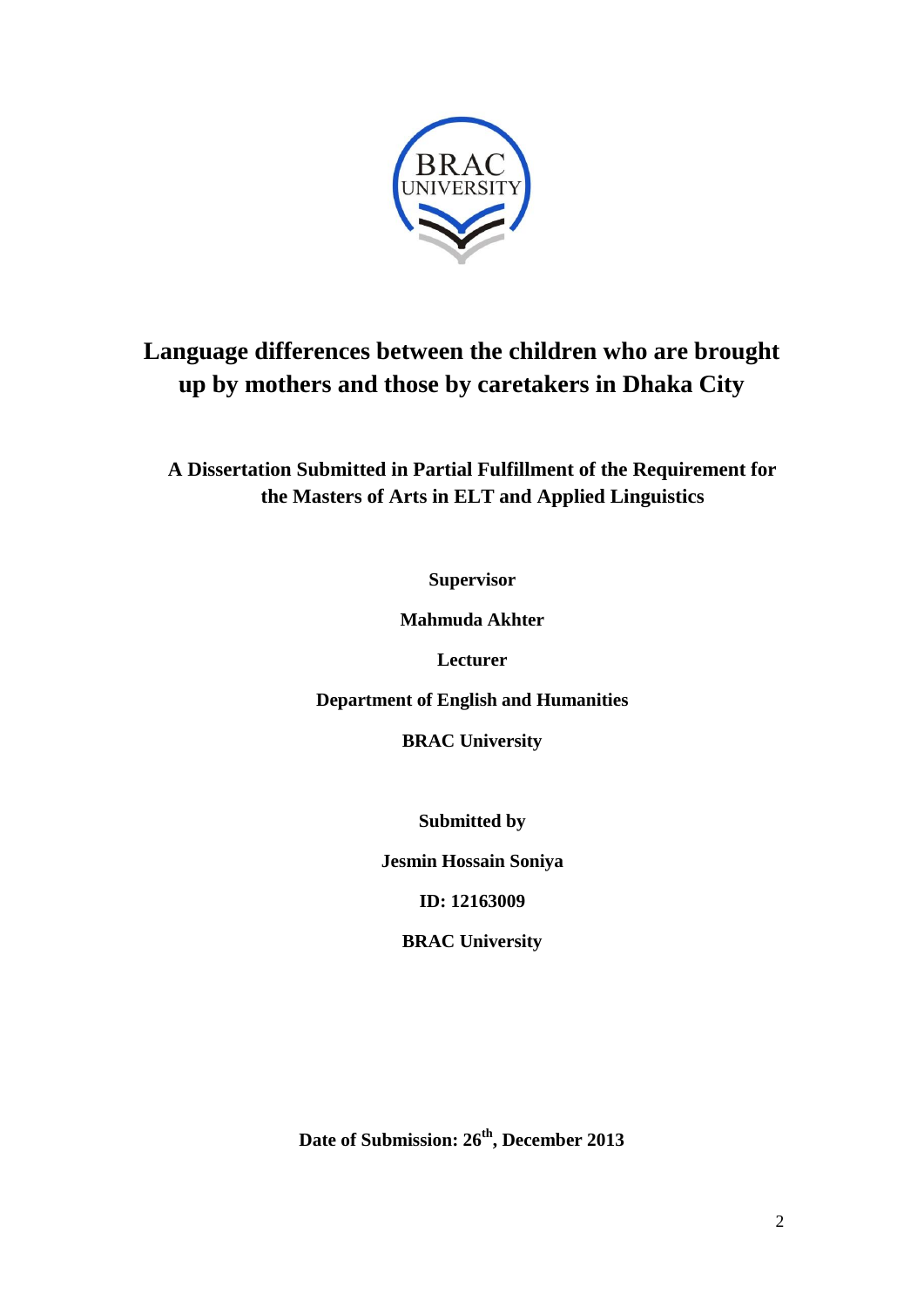# Language differences between the children who are brought up by mothers and those by caretakers in Dhaka City

**A Dissertation Submitted in Partial Fulfillment of the Requirement for the Masters of Arts in ELT and Applied Linguistics**

**Supervisor**

**Mahmuda Akhter**

**Lecturer**

**Department of English and Humanities**

**BRAC University**

**Submitted by**

**Jesmin Hossain Soniya**

**ID: 12163009**

**BRAC University**

**Date of Submission: 26th, December 2013**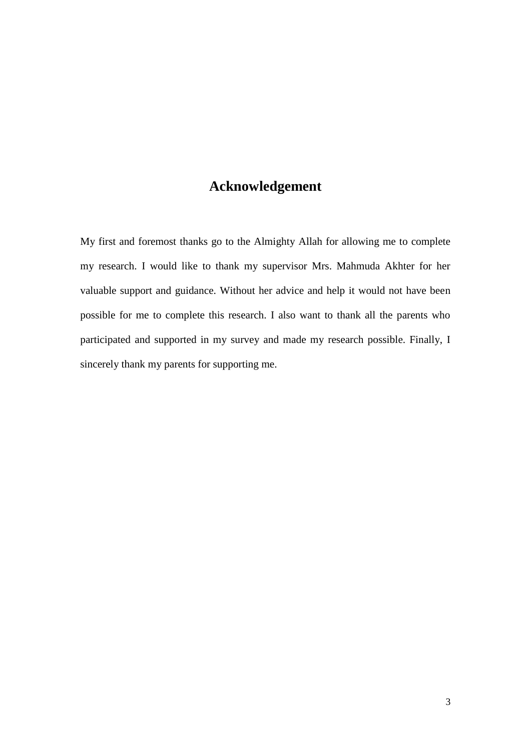# Acknowledgement

My first and foremost thanks go to the Almighty Allah for allowing me to complete my research. I would like to thank my supervisor Mrs. Mahmuda Akhter for her valuable support and guidance. Without her advice and help it would not have been possible for me to complete this research. I also want to thank all the parents who participated and supported in my survey and made my research possible. Finally, I sincerely thank my parents for supporting me.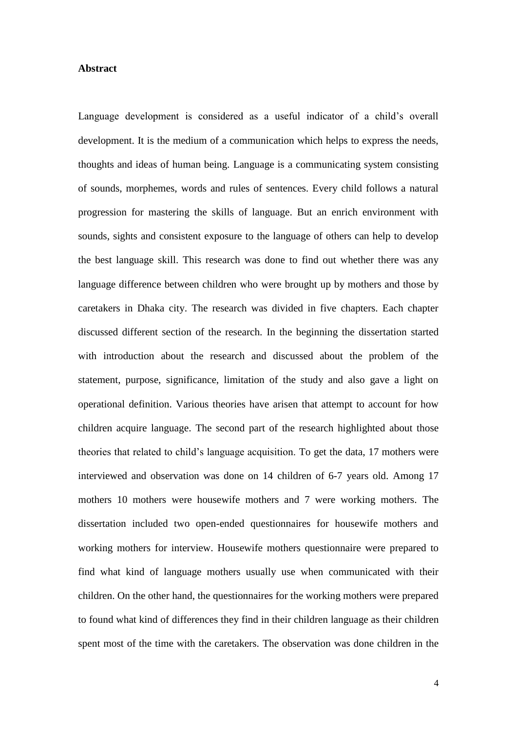**Abstract**

Language development is considered as a useful indicator of a child's overall development. It is the medium of a communication which helps to express the needs, thoughts and ideas of human being. Language is a communicating system consisting of sounds, morphemes, words and rules of sentences. Every child follows a natural progression for mastering the skills of language. But an enrich environment with sounds, sights and consistent exposure to the language of others can help to develop the best language skill. This research was done to find out whether there was any language difference between children who were brought up by mothers and those by caretakers in Dhaka city. The research was divided in five chapters. Each chapter discussed different section of the research. In the beginning the dissertation started with introduction about the research and discussed about the problem of the statement, purpose, significance, limitation of the study and also gave a light on operational definition. Various theories have arisen that attempt to account for how children acquire language. The second part of the research highlighted about those theories that related to child's language acquisition. To get the data, 17 mothers were interviewed and observation was done on 14 children of 6-7 years old. Among 17 mothers 10 mothers were housewife mothers and 7 were working mothers. The dissertation included two open-ended questionnaires for housewife mothers and working mothers for interview. Housewife mothers questionnaire were prepared to find what kind of language mothers usually use when communicated with their children. On the other hand, the questionnaires for the working mothers were prepared to found what kind of differences they find in their children language as their children spent most of the time with the caretakers. The observation was done children in the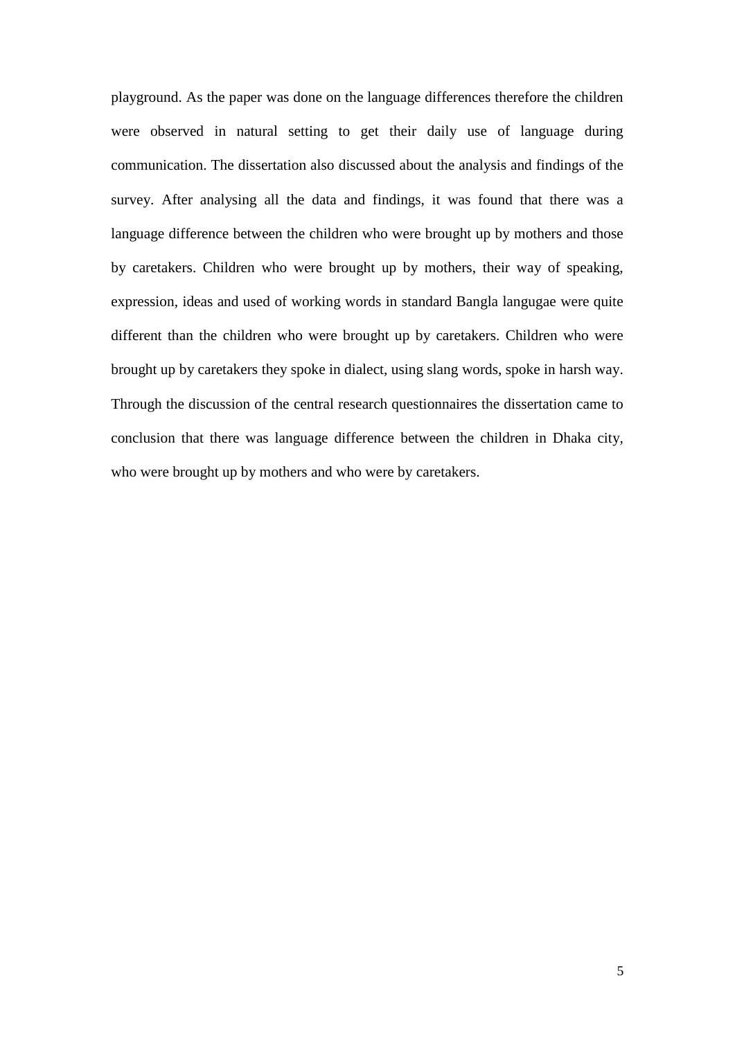playground. As the paper was done on the language differences therefore the children were observed in natural setting to get their daily use of language during communication. The dissertation also discussed about the analysis and findings of the survey. After analysing all the data and findings, it was found that there was a language difference between the children who were brought up by mothers and those by caretakers. Children who were brought up by mothers, their way of speaking, expression, ideas and used of working words in standard Bangla langugae were quite different than the children who were brought up by caretakers. Children who were brought up by caretakers they spoke in dialect, using slang words, spoke in harsh way. Through the discussion of the central research questionnaires the dissertation came to conclusion that there was language difference between the children in Dhaka city, who were brought up by mothers and who were by caretakers.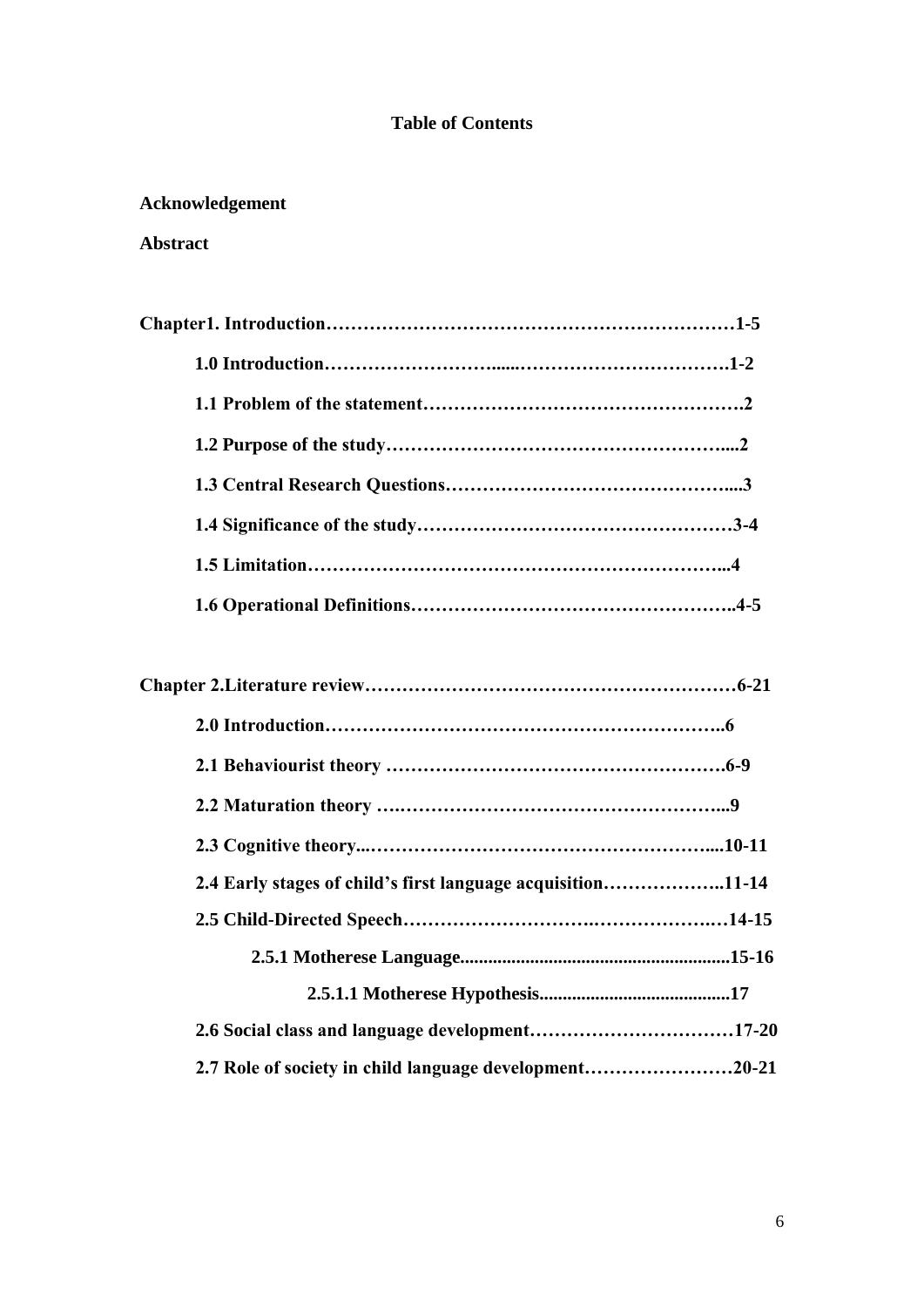# Table of Contents

**Acknowledgement**

**Abstract**

**Chapter1. Introduction………………………………………………………1-5**

- **1.0 Introduction……………………......……………………………….1-2**
- **1.1 Problem of the statement…………………………………………….2**
- **1.2 Purpose of the study………………………………………………....2**
- **1.3 Central Research Questions………………………………………....3**
- **1.4 Significance of the study……………………………………………3-4**
- **1.5 Limitation…………………………………………………………...4**
- **1.6 Operational Definitions……………………………………………..4-5**

**Chapter 2.Literature review…………………………………………………6-21**

- **2.0 Introduction………………………………………………………..6**
- **2.1 Behaviourist theory ……………………………………………….6-9**
- **2.2 Maturation theory ….……………………………………………...9**
- **2.3 Cognitive theory...……………………………………………….....10-11**
- **2.4 Early stages of child's first language acquisition………………..11-14**
- **2.5 Child-Directed Speech………………………….……………….…14-15**
  - **2.5.1 Motherese Language.........................................................15-16**
    - **2.5.1.1 Motherese Hypothesis.........................................17**
- **2.6 Social class and language development……………………………17-20**
- **2.7 Role of society in child language development……………………20-21**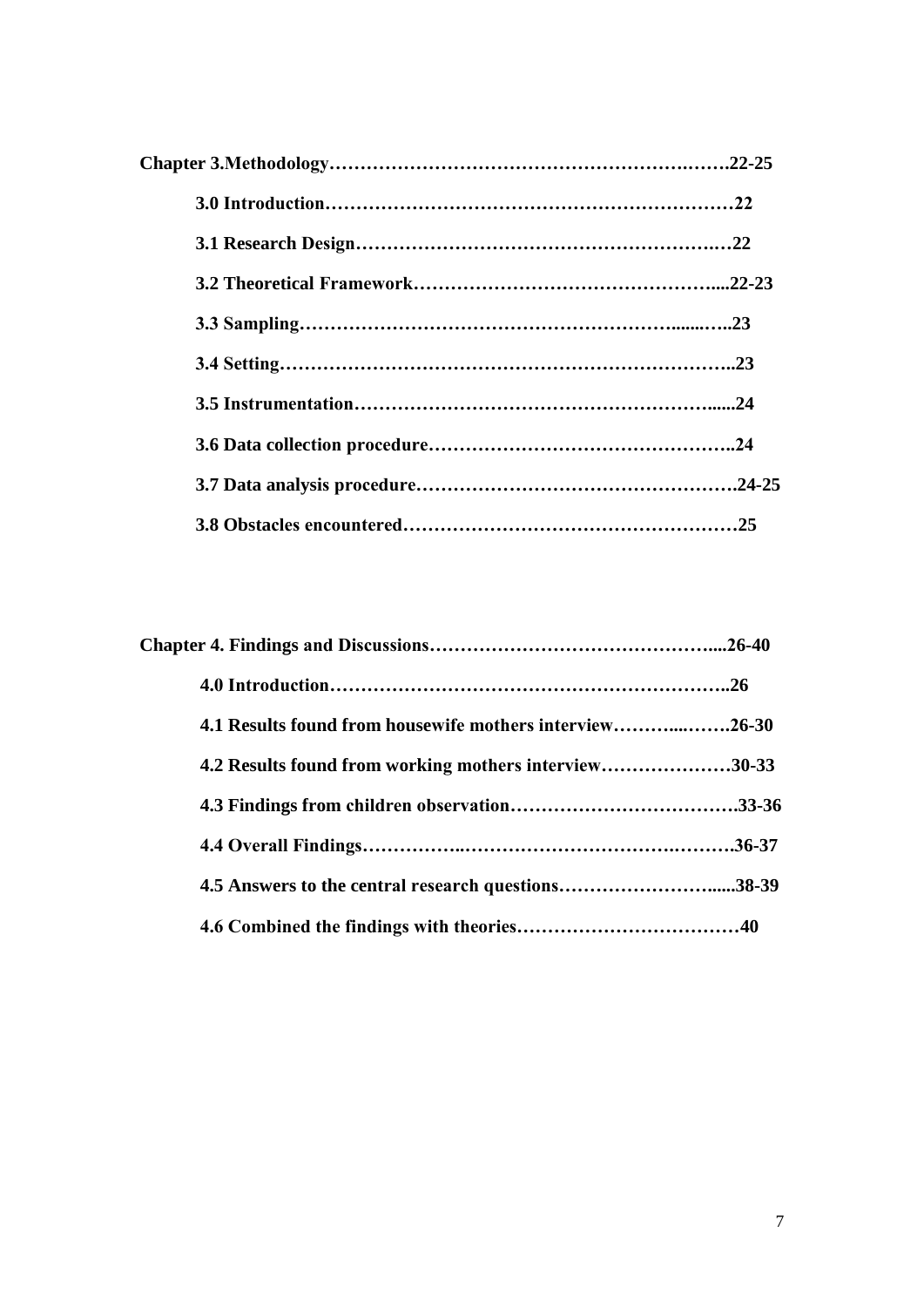**Chapter 3.Methodology…………………………………………………….…….22-25**

- **3.0 Introduction…………………………………………………………22**
- **3.1 Research Design…………………………………………………..…22**
- **3.2 Theoretical Framework………………………………………....22-23**
- **3.3 Sampling……………………………………………………......…..23**
- **3.4 Setting………………………………………………………………..23**
- **3.5 Instrumentation…………………………………………………......24**
- **3.6 Data collection procedure…………………………………………..24**
- **3.7 Data analysis procedure…………………………………………….24-25**
- **3.8 Obstacles encountered………………………………………………25**

**Chapter 4. Findings and Discussions………………………………………....26-40**

- **4.0 Introduction………………………………………………………..26**
- **4.1 Results found from housewife mothers interview………...…….26-30**
- **4.2 Results found from working mothers interview…………………30-33**
- **4.3 Findings from children observation……………………………….33-36**
- **4.4 Overall Findings……………..…………………………….……….36-37**
- **4.5 Answers to the central research questions…………………….....38-39**
- **4.6 Combined the findings with theories………………………………40**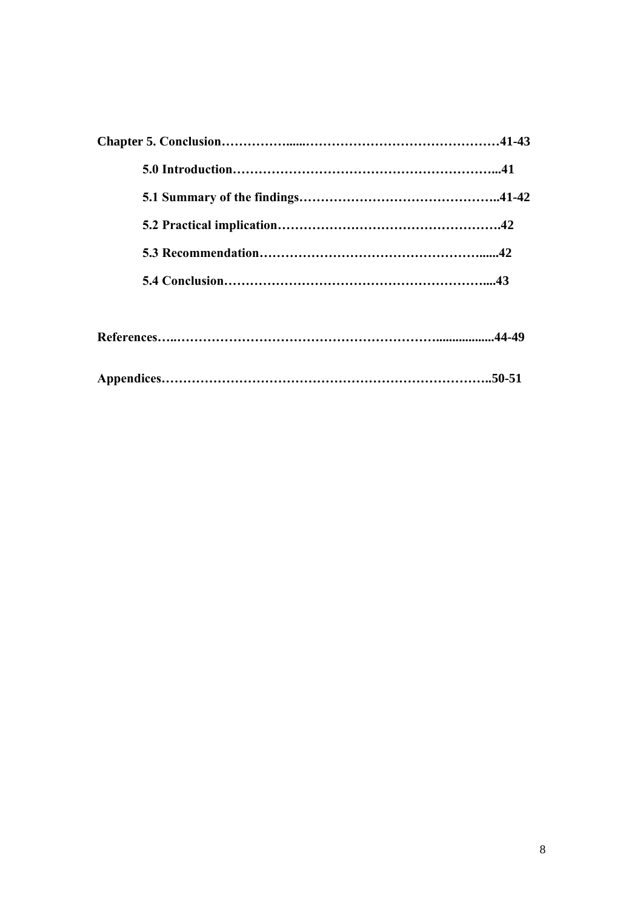**Chapter 5. Conclusion………………......…………………………………………41-43**

**5.0 Introduction……………………………………………………...41**

**5.1 Summary of the findings……………………………………..41-42**

**5.2 Practical implication…………………………………………….42**

**5.3 Recommendation……………………………………………......42**

**5.4 Conclusion…………………………………………………....43**

**References…..……………………………………………………..................44-49**

**Appendices…………………………………………………………………..50-51**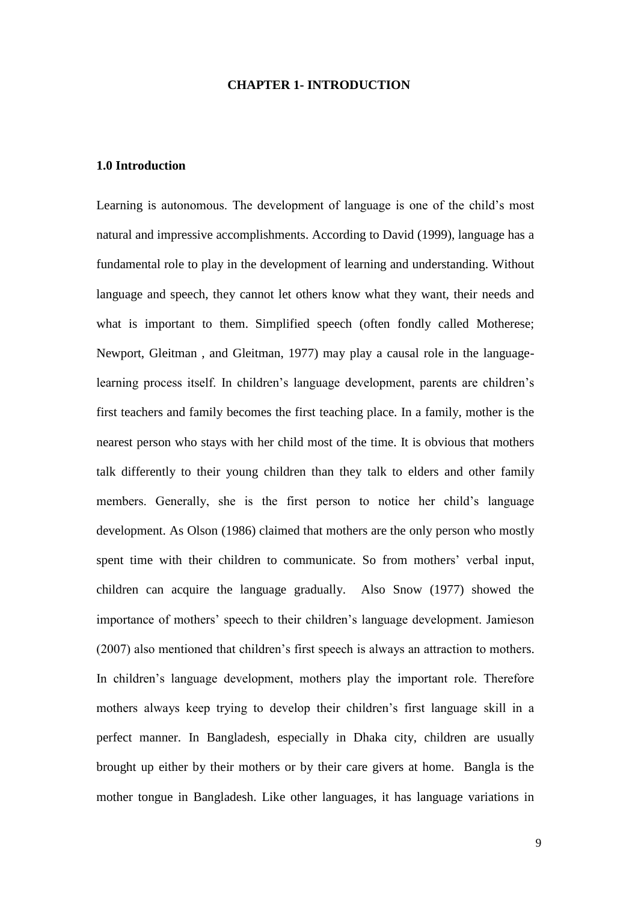# CHAPTER 1- INTRODUCTION

## 1.0 Introduction

Learning is autonomous. The development of language is one of the child's most natural and impressive accomplishments. According to David (1999), language has a fundamental role to play in the development of learning and understanding. Without language and speech, they cannot let others know what they want, their needs and what is important to them. Simplified speech (often fondly called Motherese; Newport, Gleitman , and Gleitman, 1977) may play a causal role in the language-learning process itself. In children's language development, parents are children's first teachers and family becomes the first teaching place. In a family, mother is the nearest person who stays with her child most of the time. It is obvious that mothers talk differently to their young children than they talk to elders and other family members. Generally, she is the first person to notice her child's language development. As Olson (1986) claimed that mothers are the only person who mostly spent time with their children to communicate. So from mothers' verbal input, children can acquire the language gradually. Also Snow (1977) showed the importance of mothers' speech to their children's language development. Jamieson (2007) also mentioned that children's first speech is always an attraction to mothers. In children's language development, mothers play the important role. Therefore mothers always keep trying to develop their children's first language skill in a perfect manner. In Bangladesh, especially in Dhaka city, children are usually brought up either by their mothers or by their care givers at home. Bangla is the mother tongue in Bangladesh. Like other languages, it has language variations in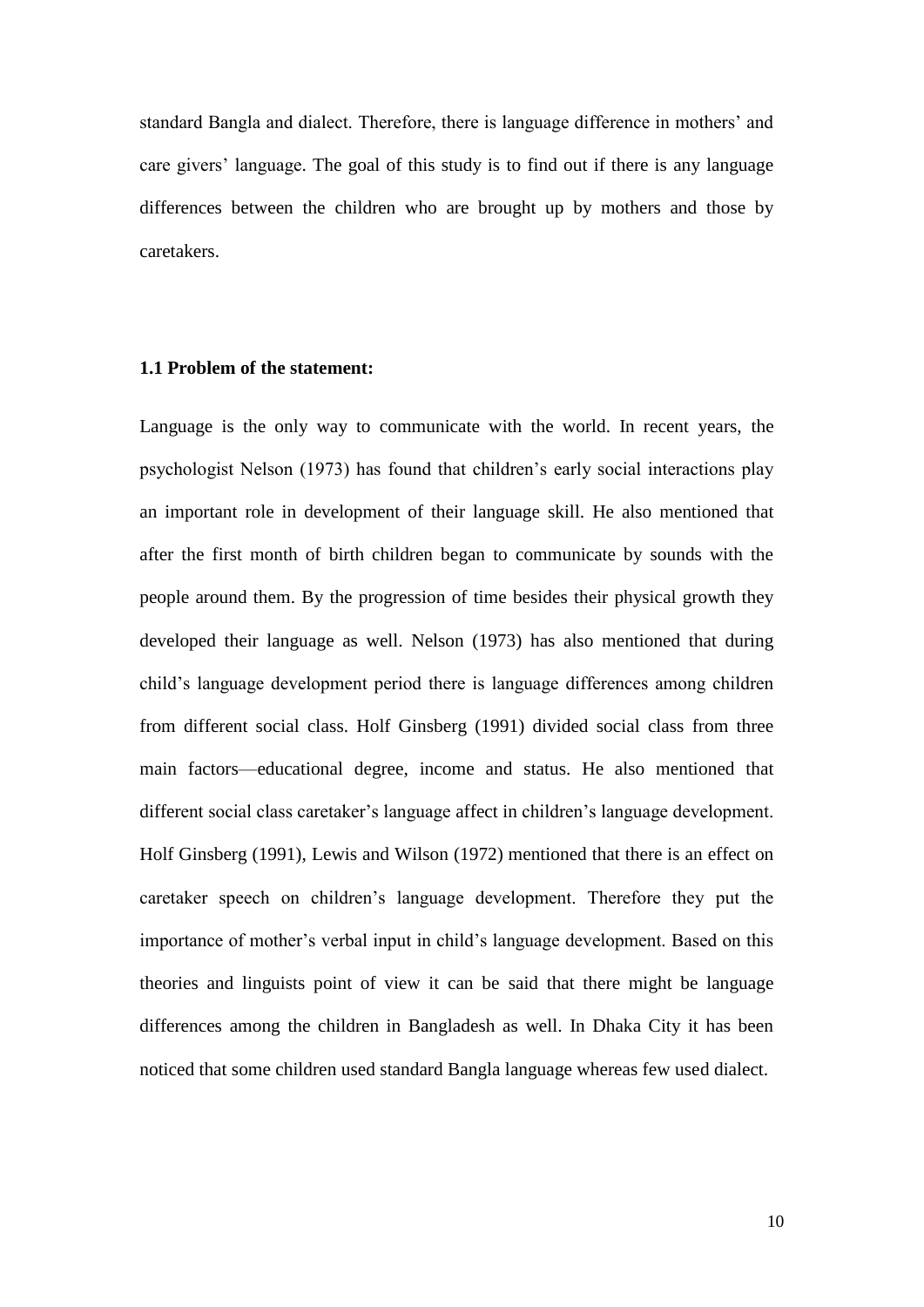standard Bangla and dialect. Therefore, there is language difference in mothers' and care givers' language. The goal of this study is to find out if there is any language differences between the children who are brought up by mothers and those by caretakers.

### 1.1 Problem of the statement:

Language is the only way to communicate with the world. In recent years, the psychologist Nelson (1973) has found that children's early social interactions play an important role in development of their language skill. He also mentioned that after the first month of birth children began to communicate by sounds with the people around them. By the progression of time besides their physical growth they developed their language as well. Nelson (1973) has also mentioned that during child's language development period there is language differences among children from different social class. Holf Ginsberg (1991) divided social class from three main factors—educational degree, income and status. He also mentioned that different social class caretaker's language affect in children's language development. Holf Ginsberg (1991), Lewis and Wilson (1972) mentioned that there is an effect on caretaker speech on children's language development. Therefore they put the importance of mother's verbal input in child's language development. Based on this theories and linguists point of view it can be said that there might be language differences among the children in Bangladesh as well. In Dhaka City it has been noticed that some children used standard Bangla language whereas few used dialect.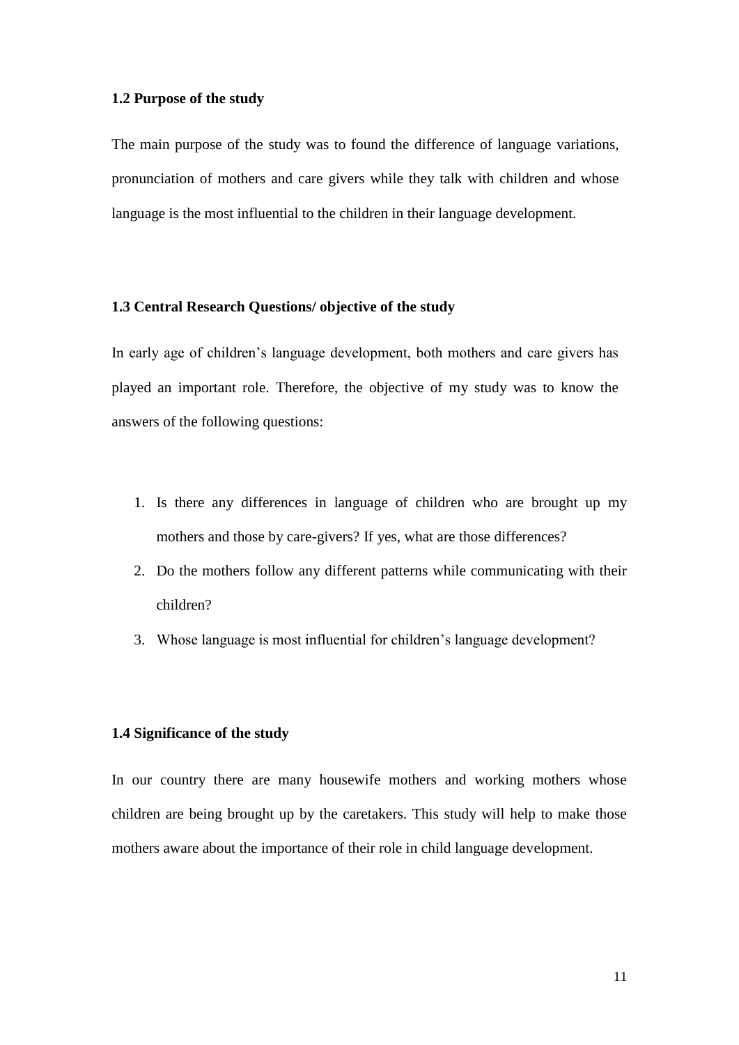### 1.2 Purpose of the study

The main purpose of the study was to found the difference of language variations, pronunciation of mothers and care givers while they talk with children and whose language is the most influential to the children in their language development.

### 1.3 Central Research Questions/ objective of the study

In early age of children's language development, both mothers and care givers has played an important role. Therefore, the objective of my study was to know the answers of the following questions:

1. Is there any differences in language of children who are brought up my mothers and those by care-givers? If yes, what are those differences?
2. Do the mothers follow any different patterns while communicating with their children?
3. Whose language is most influential for children's language development?

### 1.4 Significance of the study

In our country there are many housewife mothers and working mothers whose children are being brought up by the caretakers. This study will help to make those mothers aware about the importance of their role in child language development.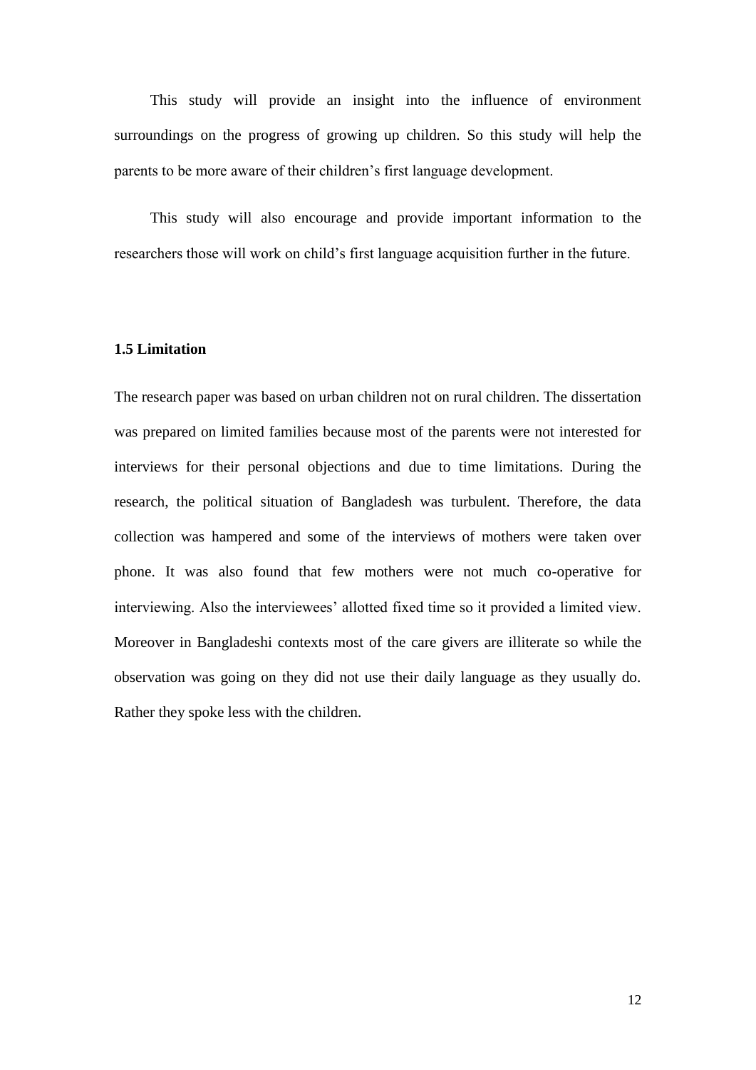This study will provide an insight into the influence of environment surroundings on the progress of growing up children. So this study will help the parents to be more aware of their children's first language development.

This study will also encourage and provide important information to the researchers those will work on child's first language acquisition further in the future.

### 1.5 Limitation

The research paper was based on urban children not on rural children. The dissertation was prepared on limited families because most of the parents were not interested for interviews for their personal objections and due to time limitations. During the research, the political situation of Bangladesh was turbulent. Therefore, the data collection was hampered and some of the interviews of mothers were taken over phone. It was also found that few mothers were not much co-operative for interviewing. Also the interviewees' allotted fixed time so it provided a limited view. Moreover in Bangladeshi contexts most of the care givers are illiterate so while the observation was going on they did not use their daily language as they usually do. Rather they spoke less with the children.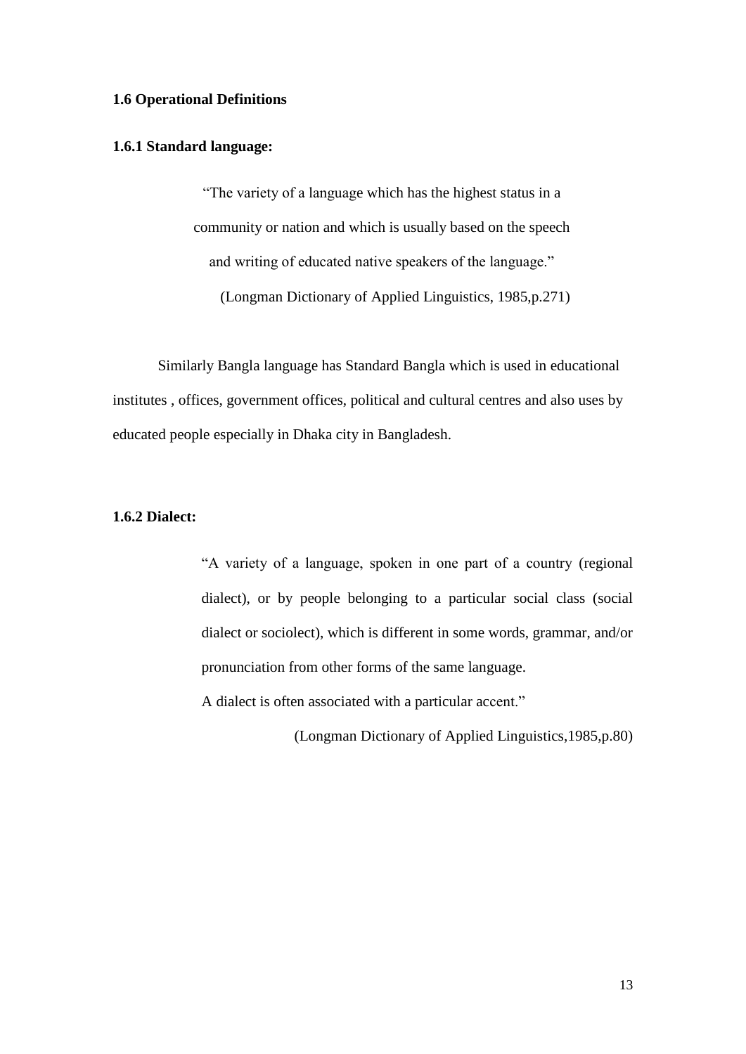**1.6 Operational Definitions**

**1.6.1 Standard language:**

> "The variety of a language which has the highest status in a community or nation and which is usually based on the speech and writing of educated native speakers of the language."
>
> (Longman Dictionary of Applied Linguistics, 1985,p.271)

Similarly Bangla language has Standard Bangla which is used in educational institutes , offices, government offices, political and cultural centres and also uses by educated people especially in Dhaka city in Bangladesh.

**1.6.2 Dialect:**

> "A variety of a language, spoken in one part of a country (regional dialect), or by people belonging to a particular social class (social dialect or sociolect), which is different in some words, grammar, and/or pronunciation from other forms of the same language.
>
> A dialect is often associated with a particular accent."
>
> (Longman Dictionary of Applied Linguistics,1985,p.80)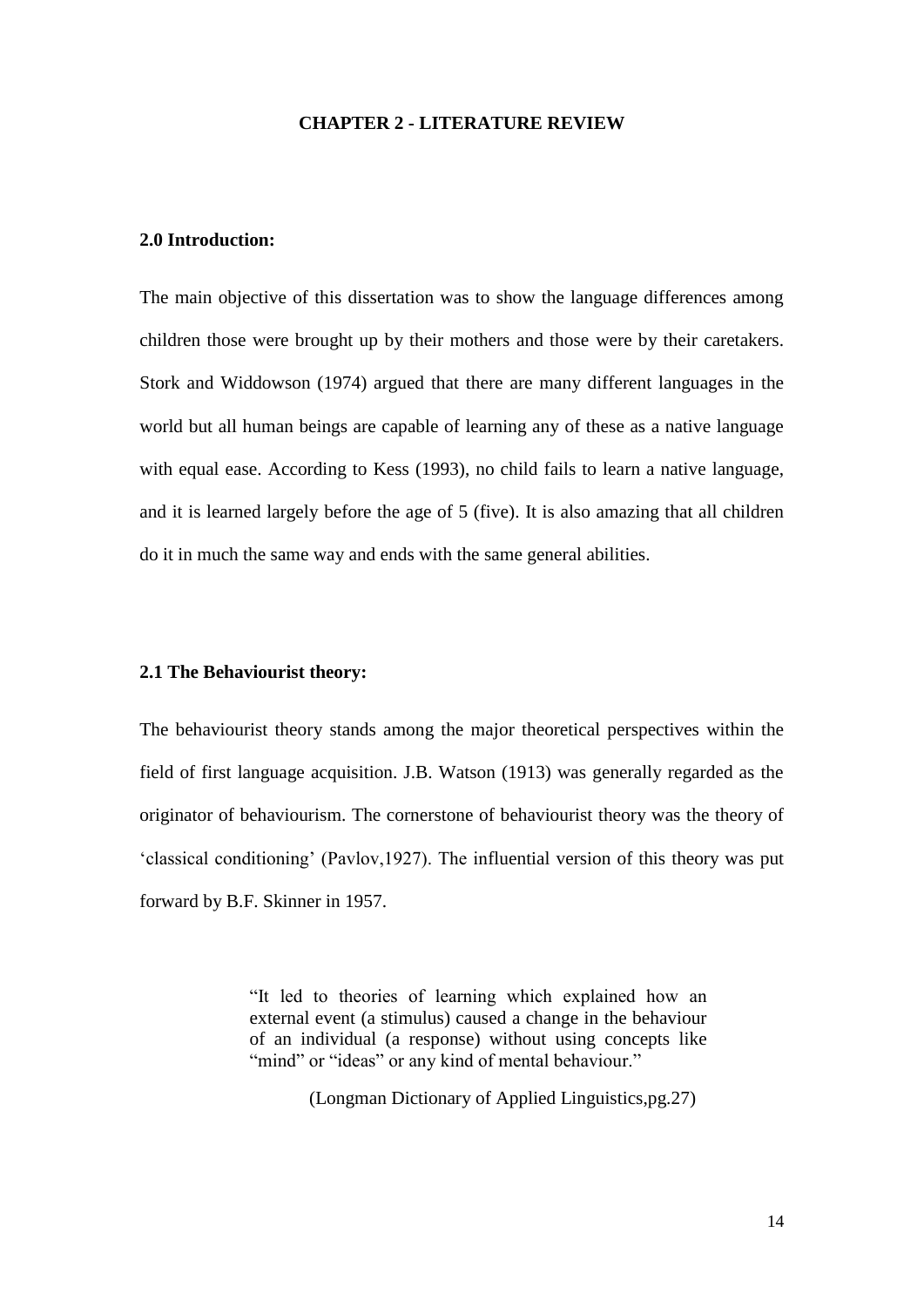# CHAPTER 2 - LITERATURE REVIEW

## 2.0 Introduction:

The main objective of this dissertation was to show the language differences among children those were brought up by their mothers and those were by their caretakers. Stork and Widdowson (1974) argued that there are many different languages in the world but all human beings are capable of learning any of these as a native language with equal ease. According to Kess (1993), no child fails to learn a native language, and it is learned largely before the age of 5 (five). It is also amazing that all children do it in much the same way and ends with the same general abilities.

## 2.1 The Behaviourist theory:

The behaviourist theory stands among the major theoretical perspectives within the field of first language acquisition. J.B. Watson (1913) was generally regarded as the originator of behaviourism. The cornerstone of behaviourist theory was the theory of 'classical conditioning' (Pavlov,1927). The influential version of this theory was put forward by B.F. Skinner in 1957.

> "It led to theories of learning which explained how an external event (a stimulus) caused a change in the behaviour of an individual (a response) without using concepts like "mind" or "ideas" or any kind of mental behaviour."
>
> (Longman Dictionary of Applied Linguistics,pg.27)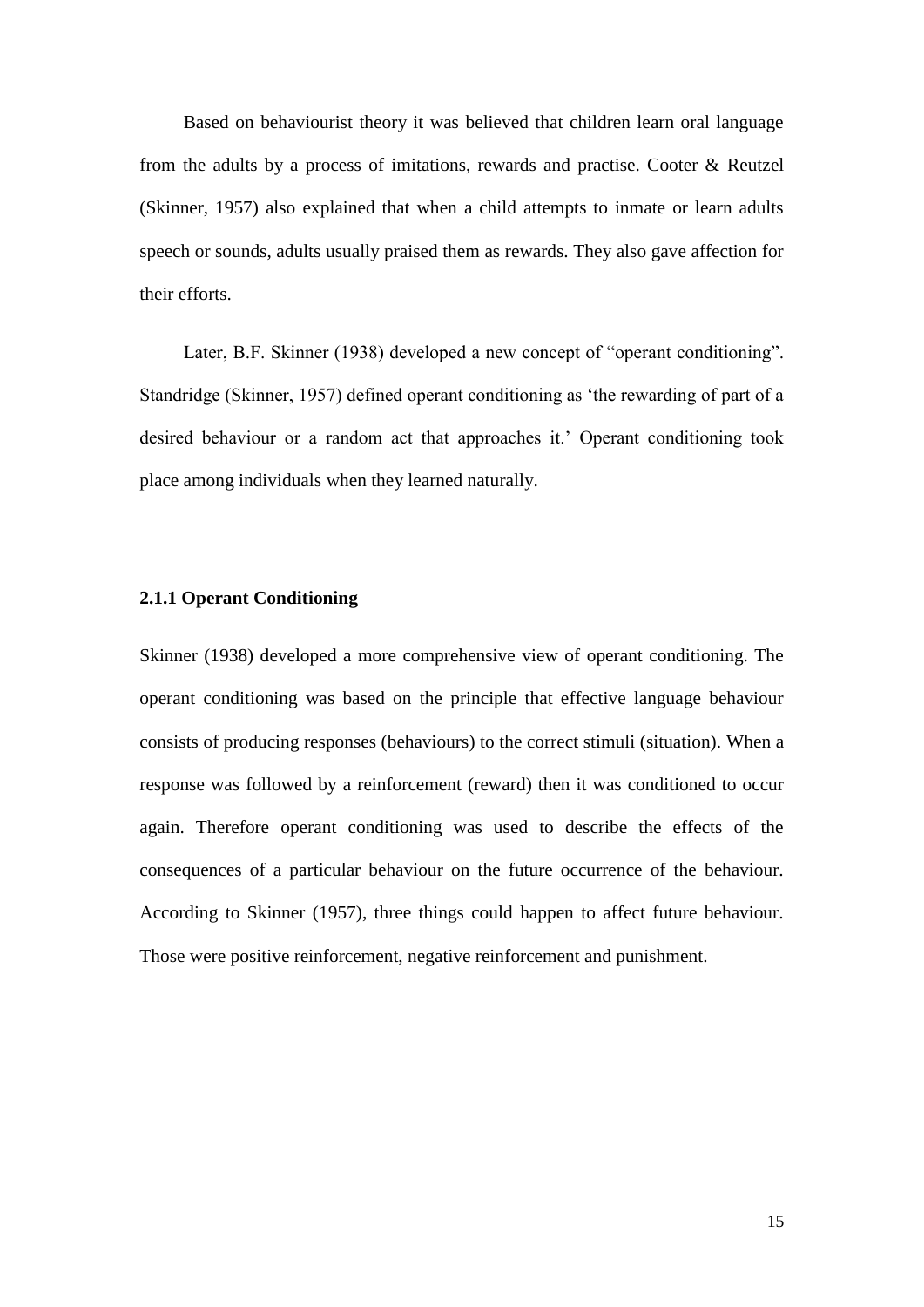Based on behaviourist theory it was believed that children learn oral language from the adults by a process of imitations, rewards and practise. Cooter & Reutzel (Skinner, 1957) also explained that when a child attempts to inmate or learn adults speech or sounds, adults usually praised them as rewards. They also gave affection for their efforts.

Later, B.F. Skinner (1938) developed a new concept of "operant conditioning". Standridge (Skinner, 1957) defined operant conditioning as 'the rewarding of part of a desired behaviour or a random act that approaches it.' Operant conditioning took place among individuals when they learned naturally.

### 2.1.1 Operant Conditioning

Skinner (1938) developed a more comprehensive view of operant conditioning. The operant conditioning was based on the principle that effective language behaviour consists of producing responses (behaviours) to the correct stimuli (situation). When a response was followed by a reinforcement (reward) then it was conditioned to occur again. Therefore operant conditioning was used to describe the effects of the consequences of a particular behaviour on the future occurrence of the behaviour. According to Skinner (1957), three things could happen to affect future behaviour. Those were positive reinforcement, negative reinforcement and punishment.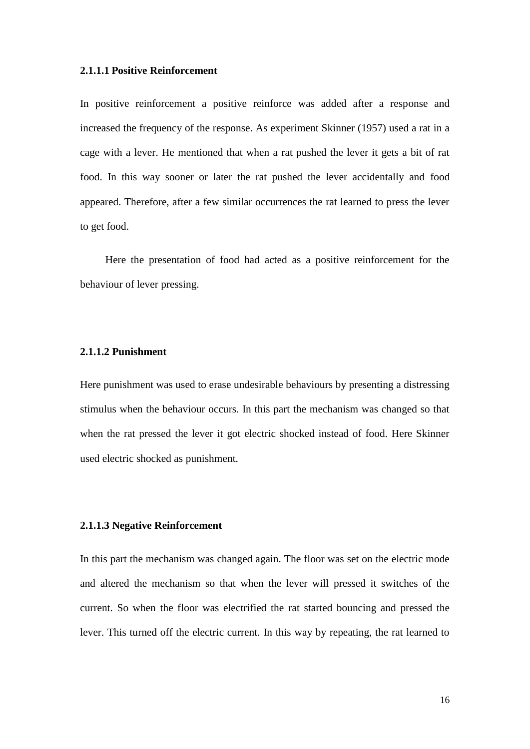#### 2.1.1.1 Positive Reinforcement

In positive reinforcement a positive reinforce was added after a response and increased the frequency of the response. As experiment Skinner (1957) used a rat in a cage with a lever. He mentioned that when a rat pushed the lever it gets a bit of rat food. In this way sooner or later the rat pushed the lever accidentally and food appeared. Therefore, after a few similar occurrences the rat learned to press the lever to get food.

Here the presentation of food had acted as a positive reinforcement for the behaviour of lever pressing.

#### 2.1.1.2 Punishment

Here punishment was used to erase undesirable behaviours by presenting a distressing stimulus when the behaviour occurs. In this part the mechanism was changed so that when the rat pressed the lever it got electric shocked instead of food. Here Skinner used electric shocked as punishment.

#### 2.1.1.3 Negative Reinforcement

In this part the mechanism was changed again. The floor was set on the electric mode and altered the mechanism so that when the lever will pressed it switches of the current. So when the floor was electrified the rat started bouncing and pressed the lever. This turned off the electric current. In this way by repeating, the rat learned to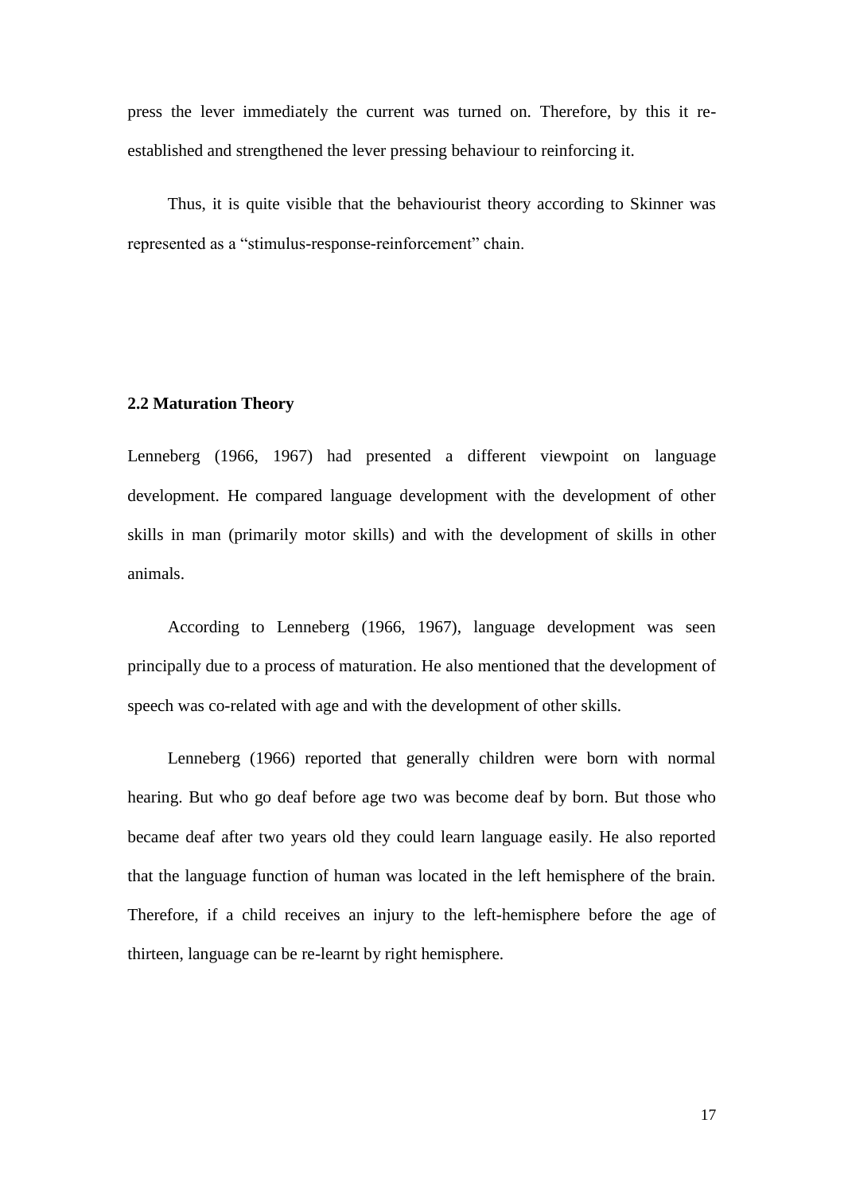press the lever immediately the current was turned on. Therefore, by this it re-established and strengthened the lever pressing behaviour to reinforcing it.

Thus, it is quite visible that the behaviourist theory according to Skinner was represented as a "stimulus-response-reinforcement" chain.

## 2.2 Maturation Theory

Lenneberg (1966, 1967) had presented a different viewpoint on language development. He compared language development with the development of other skills in man (primarily motor skills) and with the development of skills in other animals.

According to Lenneberg (1966, 1967), language development was seen principally due to a process of maturation. He also mentioned that the development of speech was co-related with age and with the development of other skills.

Lenneberg (1966) reported that generally children were born with normal hearing. But who go deaf before age two was become deaf by born. But those who became deaf after two years old they could learn language easily. He also reported that the language function of human was located in the left hemisphere of the brain. Therefore, if a child receives an injury to the left-hemisphere before the age of thirteen, language can be re-learnt by right hemisphere.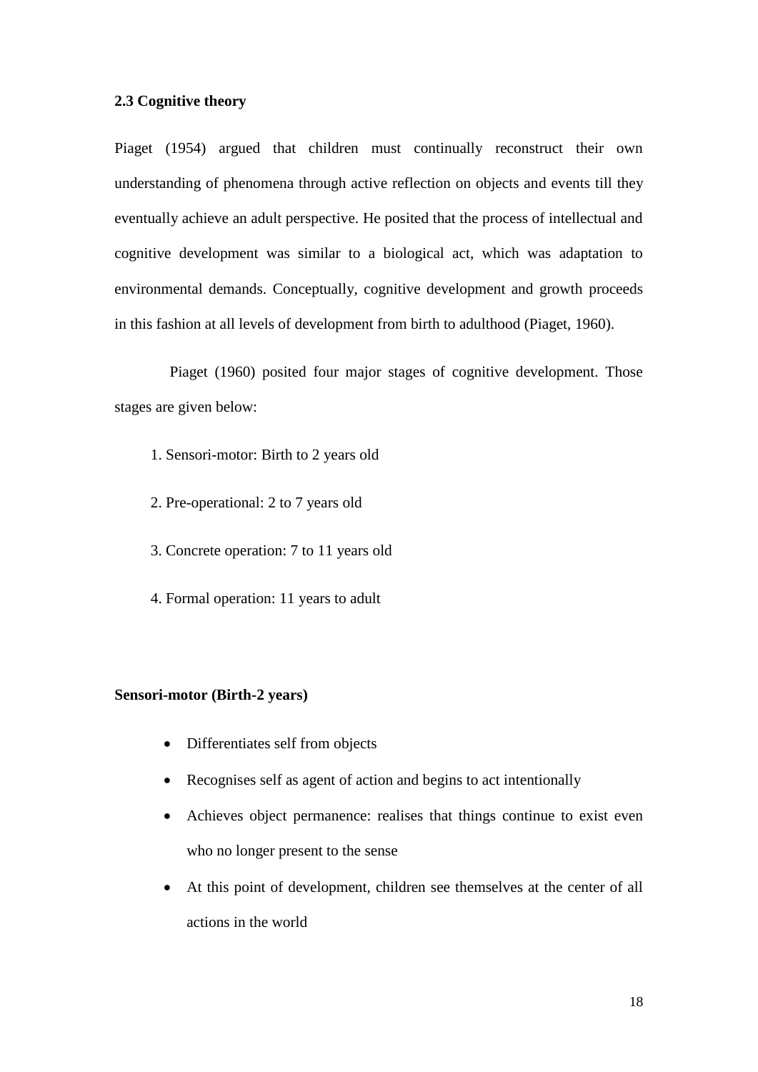### 2.3 Cognitive theory

Piaget (1954) argued that children must continually reconstruct their own understanding of phenomena through active reflection on objects and events till they eventually achieve an adult perspective. He posited that the process of intellectual and cognitive development was similar to a biological act, which was adaptation to environmental demands. Conceptually, cognitive development and growth proceeds in this fashion at all levels of development from birth to adulthood (Piaget, 1960).

Piaget (1960) posited four major stages of cognitive development. Those stages are given below:

1. Sensori-motor: Birth to 2 years old
2. Pre-operational: 2 to 7 years old
3. Concrete operation: 7 to 11 years old
4. Formal operation: 11 years to adult

**Sensori-motor (Birth-2 years)**

- Differentiates self from objects
- Recognises self as agent of action and begins to act intentionally
- Achieves object permanence: realises that things continue to exist even who no longer present to the sense
- At this point of development, children see themselves at the center of all actions in the world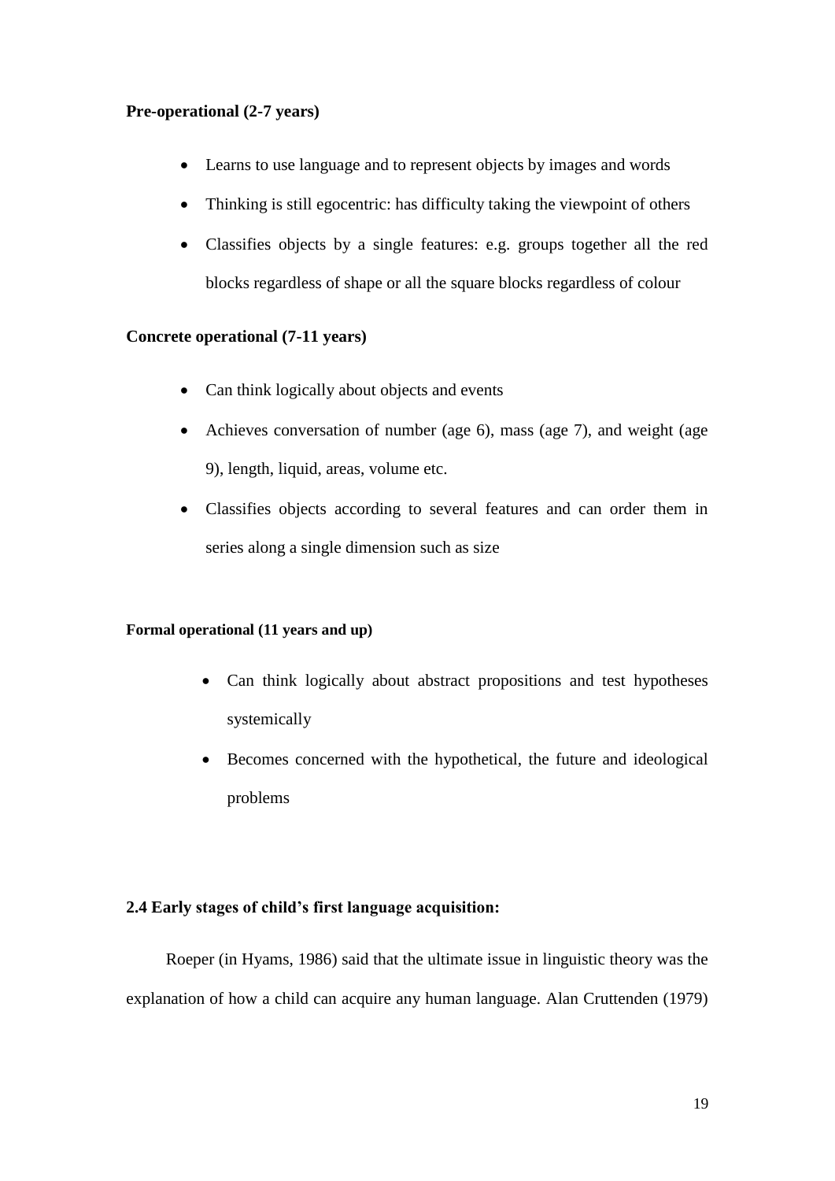**Pre-operational (2-7 years)**

- Learns to use language and to represent objects by images and words
- Thinking is still egocentric: has difficulty taking the viewpoint of others
- Classifies objects by a single features: e.g. groups together all the red blocks regardless of shape or all the square blocks regardless of colour

**Concrete operational (7-11 years)**

- Can think logically about objects and events
- Achieves conversation of number (age 6), mass (age 7), and weight (age 9), length, liquid, areas, volume etc.
- Classifies objects according to several features and can order them in series along a single dimension such as size

**Formal operational (11 years and up)**

- Can think logically about abstract propositions and test hypotheses systemically
- Becomes concerned with the hypothetical, the future and ideological problems

### 2.4 Early stages of child's first language acquisition:

Roeper (in Hyams, 1986) said that the ultimate issue in linguistic theory was the explanation of how a child can acquire any human language. Alan Cruttenden (1979)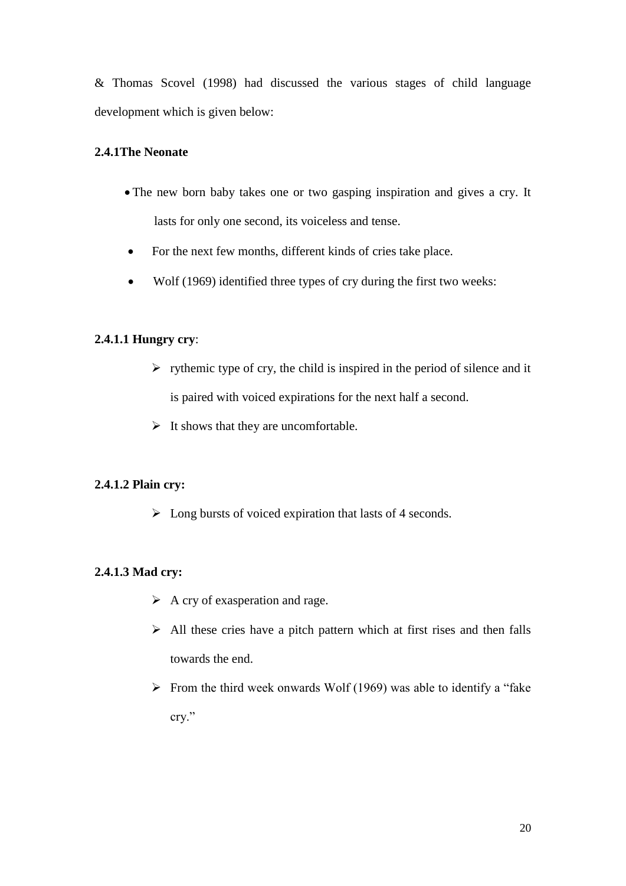& Thomas Scovel (1998) had discussed the various stages of child language development which is given below:

### 2.4.1The Neonate

- The new born baby takes one or two gasping inspiration and gives a cry. It lasts for only one second, its voiceless and tense.
- For the next few months, different kinds of cries take place.
- Wolf (1969) identified three types of cry during the first two weeks:

#### 2.4.1.1 Hungry cry:

- rythemic type of cry, the child is inspired in the period of silence and it is paired with voiced expirations for the next half a second.
- It shows that they are uncomfortable.

#### 2.4.1.2 Plain cry:

- Long bursts of voiced expiration that lasts of 4 seconds.

#### 2.4.1.3 Mad cry:

- A cry of exasperation and rage.
- All these cries have a pitch pattern which at first rises and then falls towards the end.
- From the third week onwards Wolf (1969) was able to identify a "fake cry."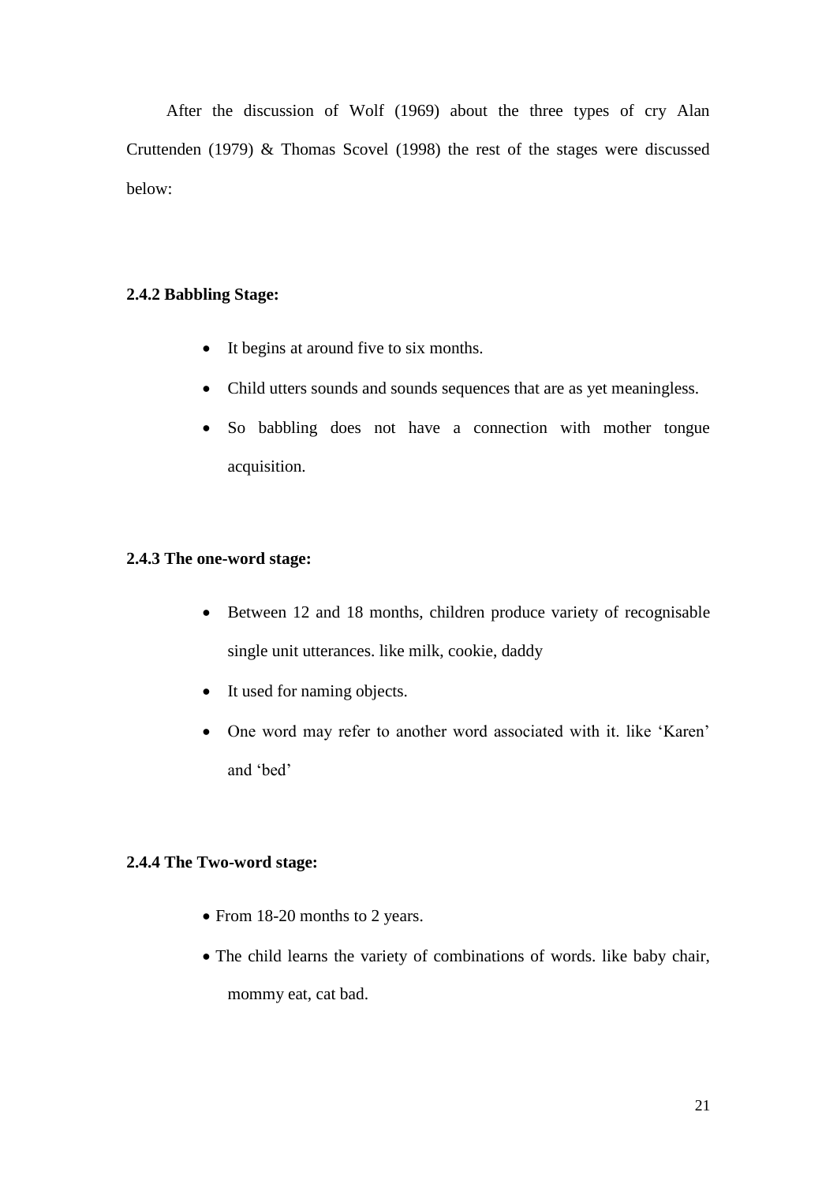After the discussion of Wolf (1969) about the three types of cry Alan Cruttenden (1979) & Thomas Scovel (1998) the rest of the stages were discussed below:

### 2.4.2 Babbling Stage:

- It begins at around five to six months.
- Child utters sounds and sounds sequences that are as yet meaningless.
- So babbling does not have a connection with mother tongue acquisition.

### 2.4.3 The one-word stage:

- Between 12 and 18 months, children produce variety of recognisable single unit utterances. like milk, cookie, daddy
- It used for naming objects.
- One word may refer to another word associated with it. like 'Karen' and 'bed'

### 2.4.4 The Two-word stage:

- From 18-20 months to 2 years.
- The child learns the variety of combinations of words. like baby chair, mommy eat, cat bad.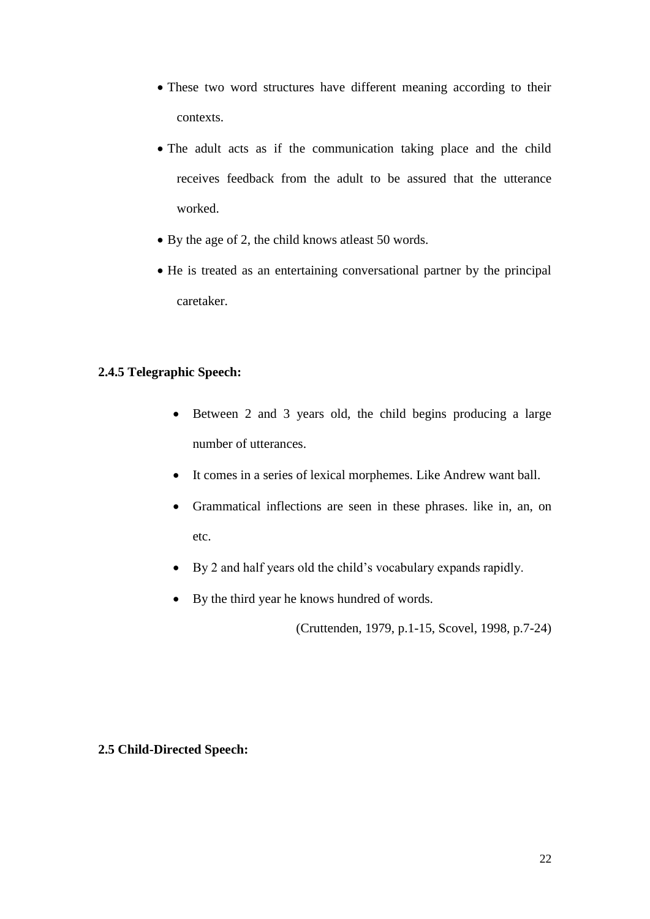- These two word structures have different meaning according to their contexts.
- The adult acts as if the communication taking place and the child receives feedback from the adult to be assured that the utterance worked.
- By the age of 2, the child knows atleast 50 words.
- He is treated as an entertaining conversational partner by the principal caretaker.

### 2.4.5 Telegraphic Speech:

- Between 2 and 3 years old, the child begins producing a large number of utterances.
- It comes in a series of lexical morphemes. Like Andrew want ball.
- Grammatical inflections are seen in these phrases. like in, an, on etc.
- By 2 and half years old the child's vocabulary expands rapidly.
- By the third year he knows hundred of words.

(Cruttenden, 1979, p.1-15, Scovel, 1998, p.7-24)

## 2.5 Child-Directed Speech: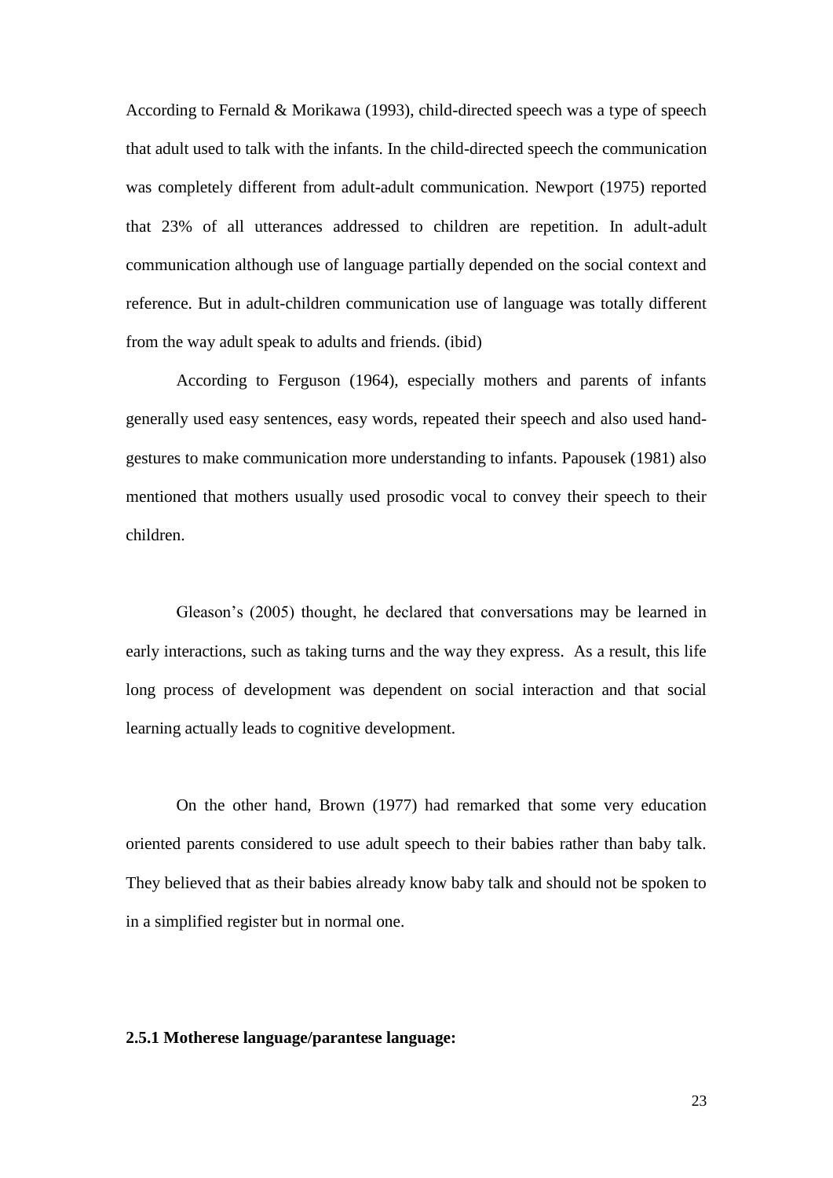According to Fernald & Morikawa (1993), child-directed speech was a type of speech that adult used to talk with the infants. In the child-directed speech the communication was completely different from adult-adult communication. Newport (1975) reported that 23% of all utterances addressed to children are repetition. In adult-adult communication although use of language partially depended on the social context and reference. But in adult-children communication use of language was totally different from the way adult speak to adults and friends. (ibid)

According to Ferguson (1964), especially mothers and parents of infants generally used easy sentences, easy words, repeated their speech and also used hand-gestures to make communication more understanding to infants. Papousek (1981) also mentioned that mothers usually used prosodic vocal to convey their speech to their children.

Gleason's (2005) thought, he declared that conversations may be learned in early interactions, such as taking turns and the way they express. As a result, this life long process of development was dependent on social interaction and that social learning actually leads to cognitive development.

On the other hand, Brown (1977) had remarked that some very education oriented parents considered to use adult speech to their babies rather than baby talk. They believed that as their babies already know baby talk and should not be spoken to in a simplified register but in normal one.

**2.5.1 Motherese language/parantese language:**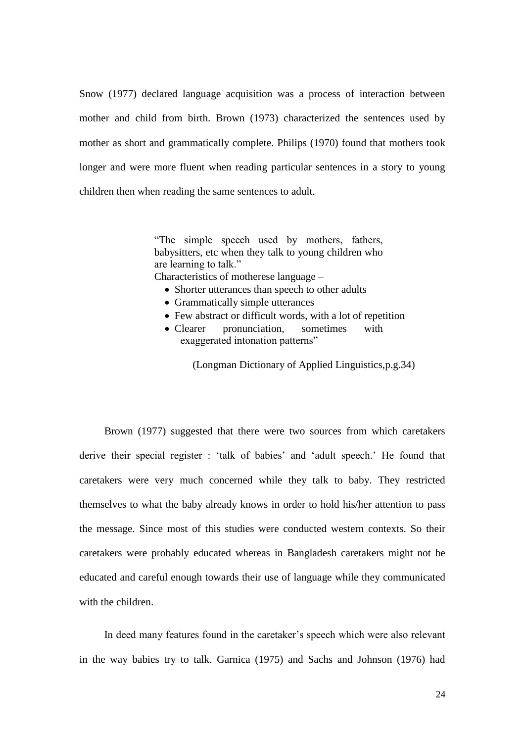Snow (1977) declared language acquisition was a process of interaction between mother and child from birth. Brown (1973) characterized the sentences used by mother as short and grammatically complete. Philips (1970) found that mothers took longer and were more fluent when reading particular sentences in a story to young children then when reading the same sentences to adult.

> "The simple speech used by mothers, fathers, babysitters, etc when they talk to young children who are learning to talk."
>
> Characteristics of motherese language –
>
> - Shorter utterances than speech to other adults
> - Grammatically simple utterances
> - Few abstract or difficult words, with a lot of repetition
> - Clearer pronunciation, sometimes with exaggerated intonation patterns"
>
> (Longman Dictionary of Applied Linguistics,p.g.34)

Brown (1977) suggested that there were two sources from which caretakers derive their special register : 'talk of babies' and 'adult speech.' He found that caretakers were very much concerned while they talk to baby. They restricted themselves to what the baby already knows in order to hold his/her attention to pass the message. Since most of this studies were conducted western contexts. So their caretakers were probably educated whereas in Bangladesh caretakers might not be educated and careful enough towards their use of language while they communicated with the children.

In deed many features found in the caretaker's speech which were also relevant in the way babies try to talk. Garnica (1975) and Sachs and Johnson (1976) had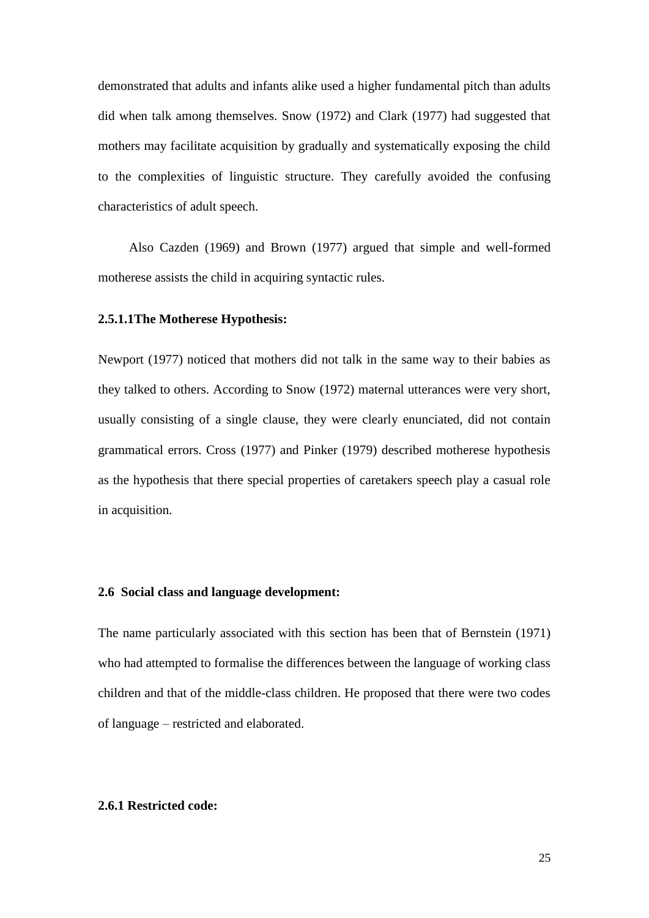demonstrated that adults and infants alike used a higher fundamental pitch than adults did when talk among themselves. Snow (1972) and Clark (1977) had suggested that mothers may facilitate acquisition by gradually and systematically exposing the child to the complexities of linguistic structure. They carefully avoided the confusing characteristics of adult speech.

Also Cazden (1969) and Brown (1977) argued that simple and well-formed motherese assists the child in acquiring syntactic rules.

#### 2.5.1.1The Motherese Hypothesis:

Newport (1977) noticed that mothers did not talk in the same way to their babies as they talked to others. According to Snow (1972) maternal utterances were very short, usually consisting of a single clause, they were clearly enunciated, did not contain grammatical errors. Cross (1977) and Pinker (1979) described motherese hypothesis as the hypothesis that there special properties of caretakers speech play a casual role in acquisition.

## 2.6 Social class and language development:

The name particularly associated with this section has been that of Bernstein (1971) who had attempted to formalise the differences between the language of working class children and that of the middle-class children. He proposed that there were two codes of language – restricted and elaborated.

### 2.6.1 Restricted code: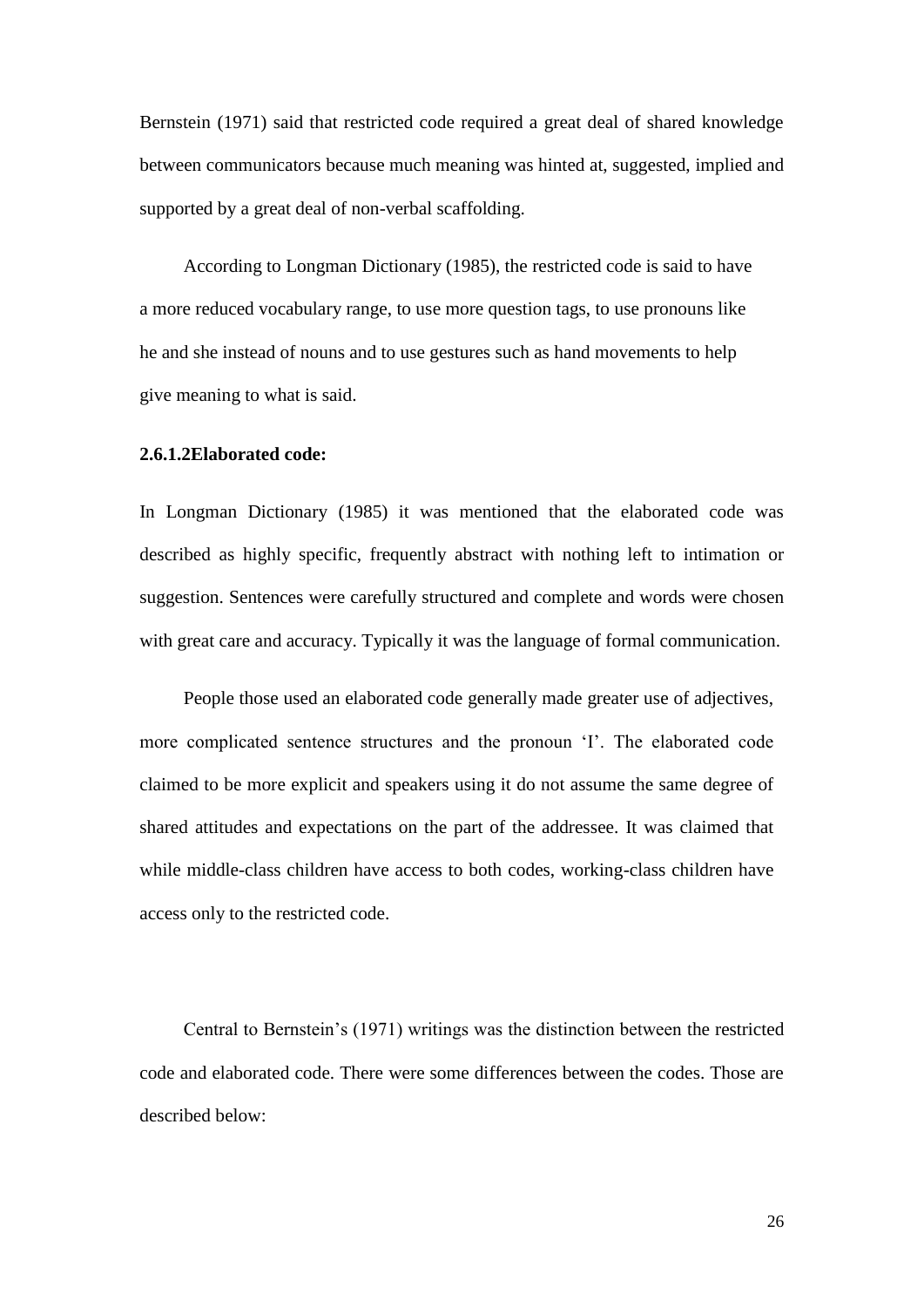Bernstein (1971) said that restricted code required a great deal of shared knowledge between communicators because much meaning was hinted at, suggested, implied and supported by a great deal of non-verbal scaffolding.

According to Longman Dictionary (1985), the restricted code is said to have a more reduced vocabulary range, to use more question tags, to use pronouns like he and she instead of nouns and to use gestures such as hand movements to help give meaning to what is said.

**2.6.1.2Elaborated code:**

In Longman Dictionary (1985) it was mentioned that the elaborated code was described as highly specific, frequently abstract with nothing left to intimation or suggestion. Sentences were carefully structured and complete and words were chosen with great care and accuracy. Typically it was the language of formal communication.

People those used an elaborated code generally made greater use of adjectives, more complicated sentence structures and the pronoun 'I'. The elaborated code claimed to be more explicit and speakers using it do not assume the same degree of shared attitudes and expectations on the part of the addressee. It was claimed that while middle-class children have access to both codes, working-class children have access only to the restricted code.

Central to Bernstein's (1971) writings was the distinction between the restricted code and elaborated code. There were some differences between the codes. Those are described below: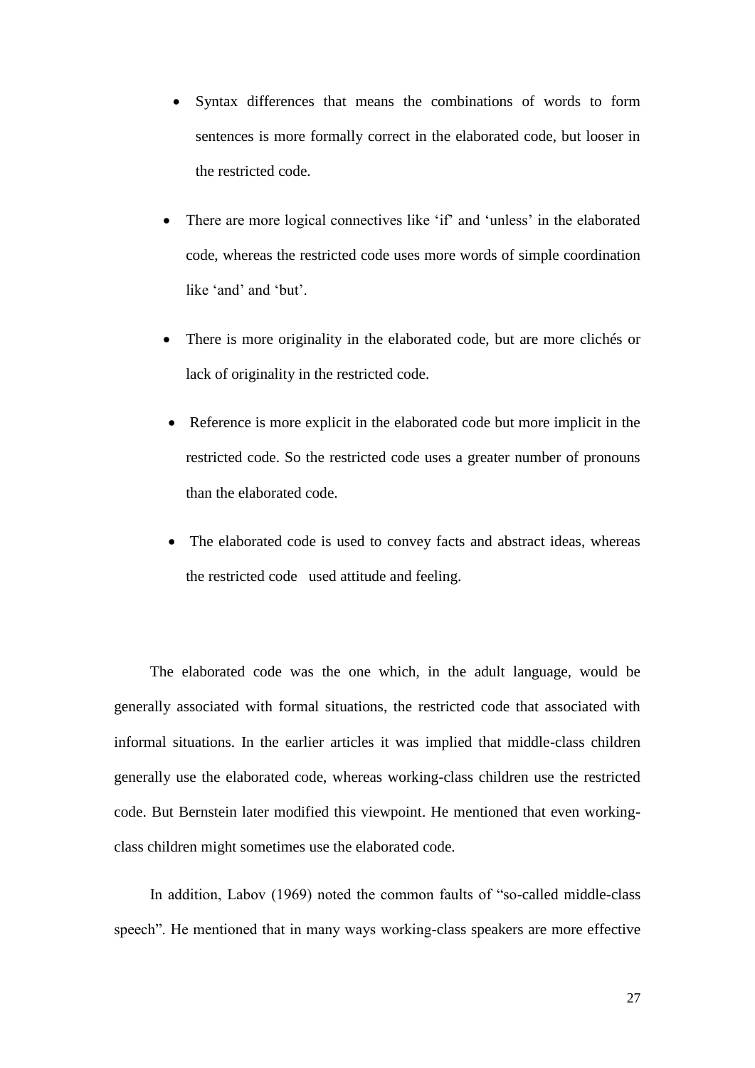- Syntax differences that means the combinations of words to form sentences is more formally correct in the elaborated code, but looser in the restricted code.
- There are more logical connectives like 'if' and 'unless' in the elaborated code, whereas the restricted code uses more words of simple coordination like 'and' and 'but'.
- There is more originality in the elaborated code, but are more clichés or lack of originality in the restricted code.
- Reference is more explicit in the elaborated code but more implicit in the restricted code. So the restricted code uses a greater number of pronouns than the elaborated code.
- The elaborated code is used to convey facts and abstract ideas, whereas the restricted code used attitude and feeling.

The elaborated code was the one which, in the adult language, would be generally associated with formal situations, the restricted code that associated with informal situations. In the earlier articles it was implied that middle-class children generally use the elaborated code, whereas working-class children use the restricted code. But Bernstein later modified this viewpoint. He mentioned that even working-class children might sometimes use the elaborated code.

In addition, Labov (1969) noted the common faults of "so-called middle-class speech". He mentioned that in many ways working-class speakers are more effective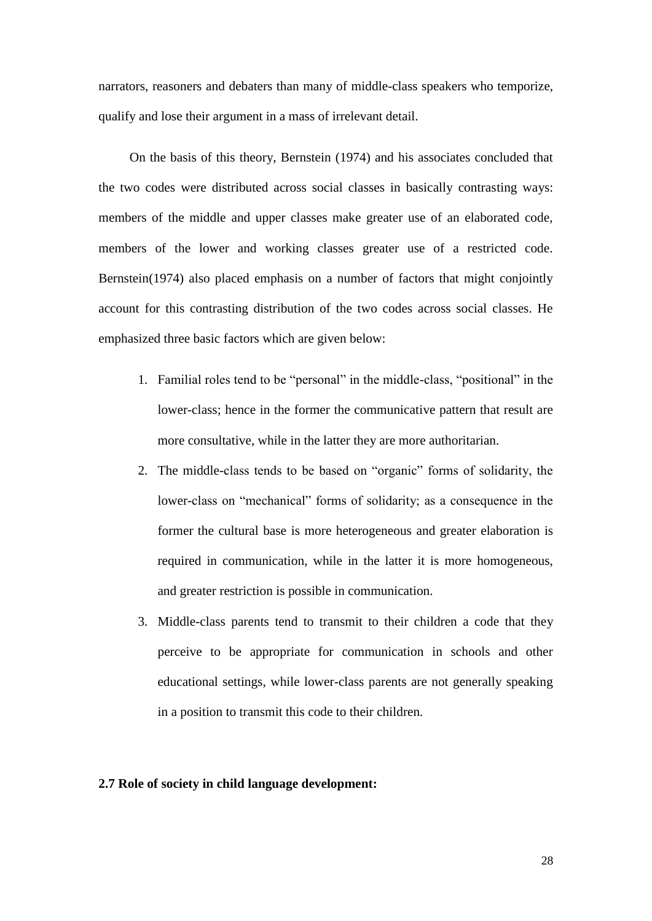narrators, reasoners and debaters than many of middle-class speakers who temporize, qualify and lose their argument in a mass of irrelevant detail.

On the basis of this theory, Bernstein (1974) and his associates concluded that the two codes were distributed across social classes in basically contrasting ways: members of the middle and upper classes make greater use of an elaborated code, members of the lower and working classes greater use of a restricted code. Bernstein(1974) also placed emphasis on a number of factors that might conjointly account for this contrasting distribution of the two codes across social classes. He emphasized three basic factors which are given below:

1. Familial roles tend to be "personal" in the middle-class, "positional" in the lower-class; hence in the former the communicative pattern that result are more consultative, while in the latter they are more authoritarian.
2. The middle-class tends to be based on "organic" forms of solidarity, the lower-class on "mechanical" forms of solidarity; as a consequence in the former the cultural base is more heterogeneous and greater elaboration is required in communication, while in the latter it is more homogeneous, and greater restriction is possible in communication.
3. Middle-class parents tend to transmit to their children a code that they perceive to be appropriate for communication in schools and other educational settings, while lower-class parents are not generally speaking in a position to transmit this code to their children.

**2.7 Role of society in child language development:**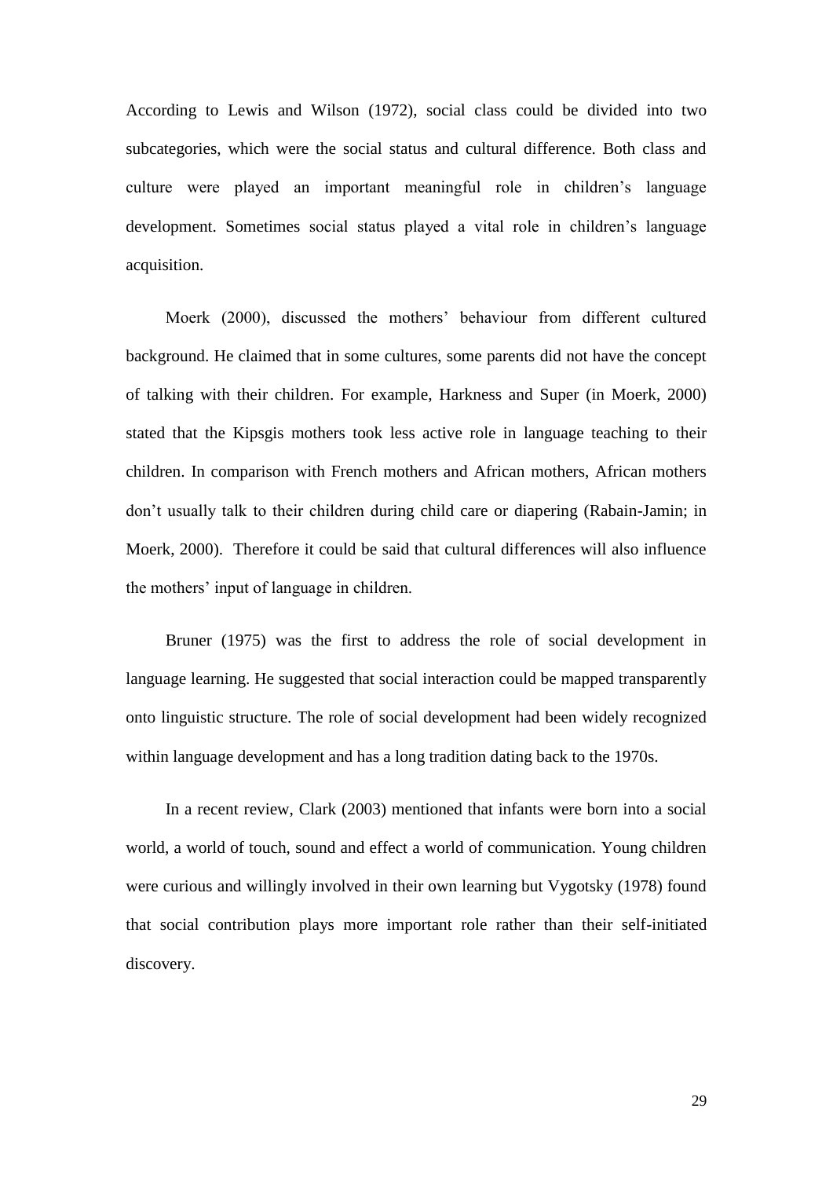According to Lewis and Wilson (1972), social class could be divided into two subcategories, which were the social status and cultural difference. Both class and culture were played an important meaningful role in children's language development. Sometimes social status played a vital role in children's language acquisition.

Moerk (2000), discussed the mothers' behaviour from different cultured background. He claimed that in some cultures, some parents did not have the concept of talking with their children. For example, Harkness and Super (in Moerk, 2000) stated that the Kipsgis mothers took less active role in language teaching to their children. In comparison with French mothers and African mothers, African mothers don't usually talk to their children during child care or diapering (Rabain-Jamin; in Moerk, 2000). Therefore it could be said that cultural differences will also influence the mothers' input of language in children.

Bruner (1975) was the first to address the role of social development in language learning. He suggested that social interaction could be mapped transparently onto linguistic structure. The role of social development had been widely recognized within language development and has a long tradition dating back to the 1970s.

In a recent review, Clark (2003) mentioned that infants were born into a social world, a world of touch, sound and effect a world of communication. Young children were curious and willingly involved in their own learning but Vygotsky (1978) found that social contribution plays more important role rather than their self-initiated discovery.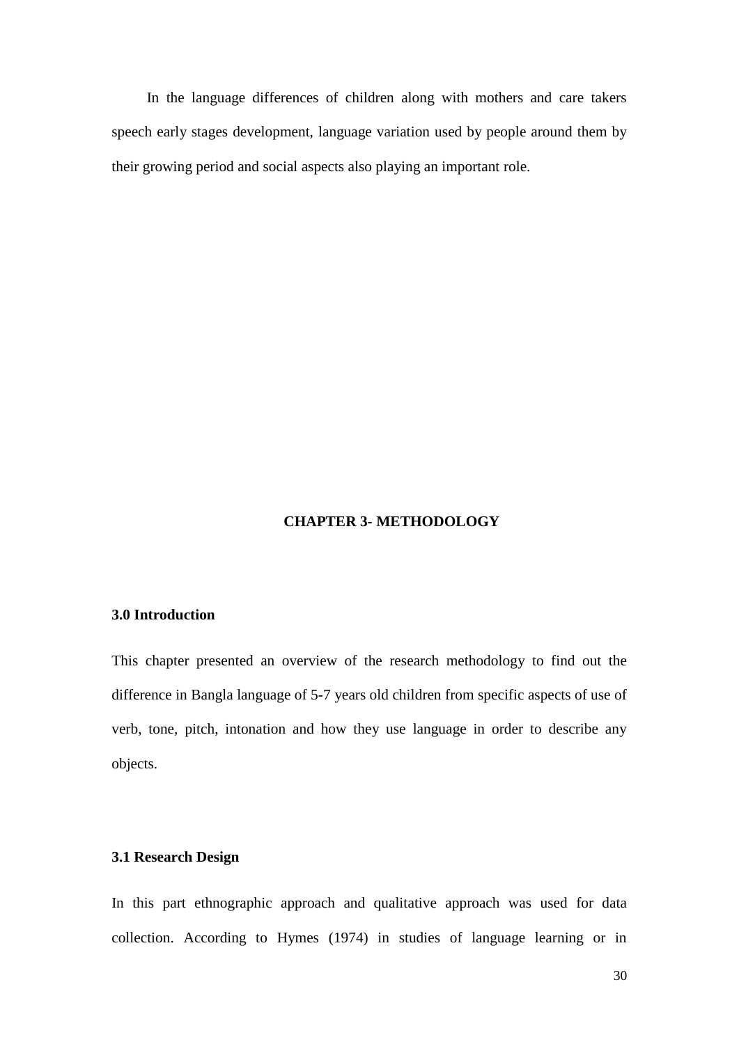In the language differences of children along with mothers and care takers speech early stages development, language variation used by people around them by their growing period and social aspects also playing an important role.

# CHAPTER 3- METHODOLOGY

## 3.0 Introduction

This chapter presented an overview of the research methodology to find out the difference in Bangla language of 5-7 years old children from specific aspects of use of verb, tone, pitch, intonation and how they use language in order to describe any objects.

## 3.1 Research Design

In this part ethnographic approach and qualitative approach was used for data collection. According to Hymes (1974) in studies of language learning or in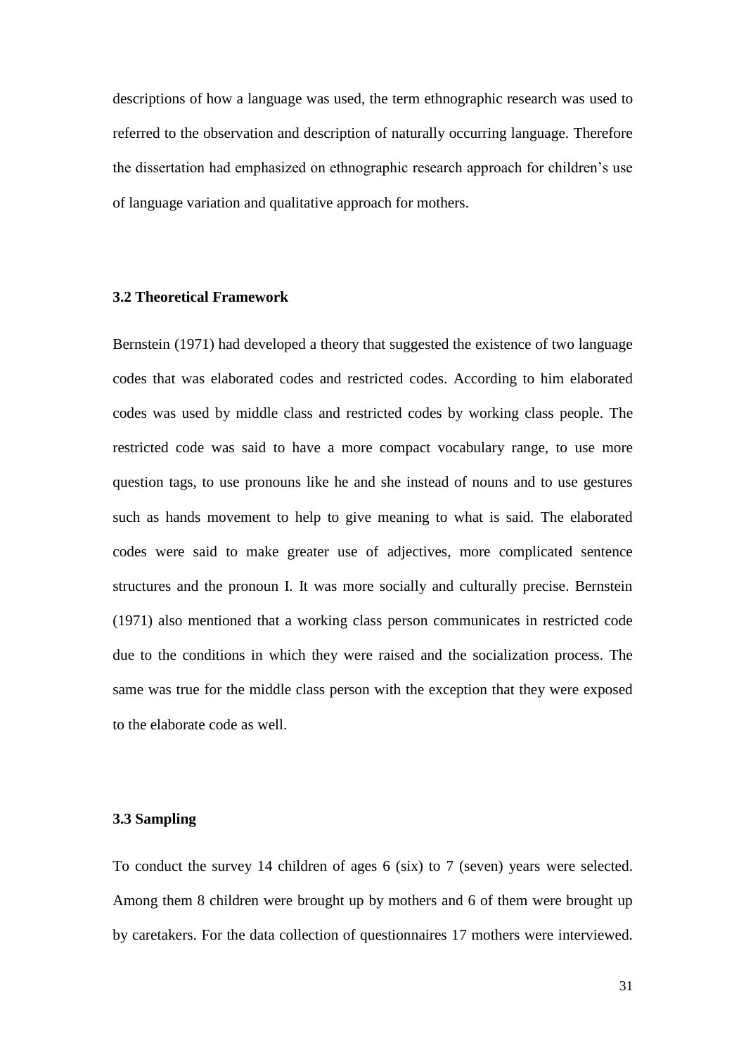descriptions of how a language was used, the term ethnographic research was used to referred to the observation and description of naturally occurring language. Therefore the dissertation had emphasized on ethnographic research approach for children's use of language variation and qualitative approach for mothers.

### 3.2 Theoretical Framework

Bernstein (1971) had developed a theory that suggested the existence of two language codes that was elaborated codes and restricted codes. According to him elaborated codes was used by middle class and restricted codes by working class people. The restricted code was said to have a more compact vocabulary range, to use more question tags, to use pronouns like he and she instead of nouns and to use gestures such as hands movement to help to give meaning to what is said. The elaborated codes were said to make greater use of adjectives, more complicated sentence structures and the pronoun I. It was more socially and culturally precise. Bernstein (1971) also mentioned that a working class person communicates in restricted code due to the conditions in which they were raised and the socialization process. The same was true for the middle class person with the exception that they were exposed to the elaborate code as well.

### 3.3 Sampling

To conduct the survey 14 children of ages 6 (six) to 7 (seven) years were selected. Among them 8 children were brought up by mothers and 6 of them were brought up by caretakers. For the data collection of questionnaires 17 mothers were interviewed.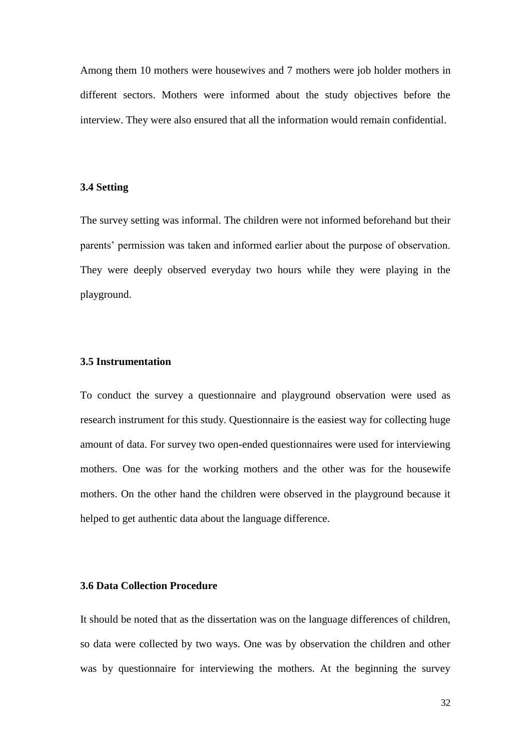Among them 10 mothers were housewives and 7 mothers were job holder mothers in different sectors. Mothers were informed about the study objectives before the interview. They were also ensured that all the information would remain confidential.

### 3.4 Setting

The survey setting was informal. The children were not informed beforehand but their parents' permission was taken and informed earlier about the purpose of observation. They were deeply observed everyday two hours while they were playing in the playground.

### 3.5 Instrumentation

To conduct the survey a questionnaire and playground observation were used as research instrument for this study. Questionnaire is the easiest way for collecting huge amount of data. For survey two open-ended questionnaires were used for interviewing mothers. One was for the working mothers and the other was for the housewife mothers. On the other hand the children were observed in the playground because it helped to get authentic data about the language difference.

### 3.6 Data Collection Procedure

It should be noted that as the dissertation was on the language differences of children, so data were collected by two ways. One was by observation the children and other was by questionnaire for interviewing the mothers. At the beginning the survey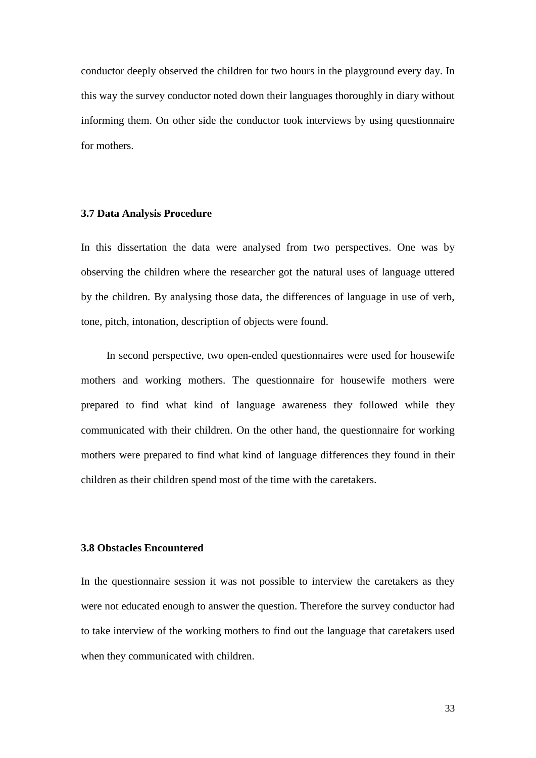conductor deeply observed the children for two hours in the playground every day. In this way the survey conductor noted down their languages thoroughly in diary without informing them. On other side the conductor took interviews by using questionnaire for mothers.

### 3.7 Data Analysis Procedure

In this dissertation the data were analysed from two perspectives. One was by observing the children where the researcher got the natural uses of language uttered by the children. By analysing those data, the differences of language in use of verb, tone, pitch, intonation, description of objects were found.

In second perspective, two open-ended questionnaires were used for housewife mothers and working mothers. The questionnaire for housewife mothers were prepared to find what kind of language awareness they followed while they communicated with their children. On the other hand, the questionnaire for working mothers were prepared to find what kind of language differences they found in their children as their children spend most of the time with the caretakers.

### 3.8 Obstacles Encountered

In the questionnaire session it was not possible to interview the caretakers as they were not educated enough to answer the question. Therefore the survey conductor had to take interview of the working mothers to find out the language that caretakers used when they communicated with children.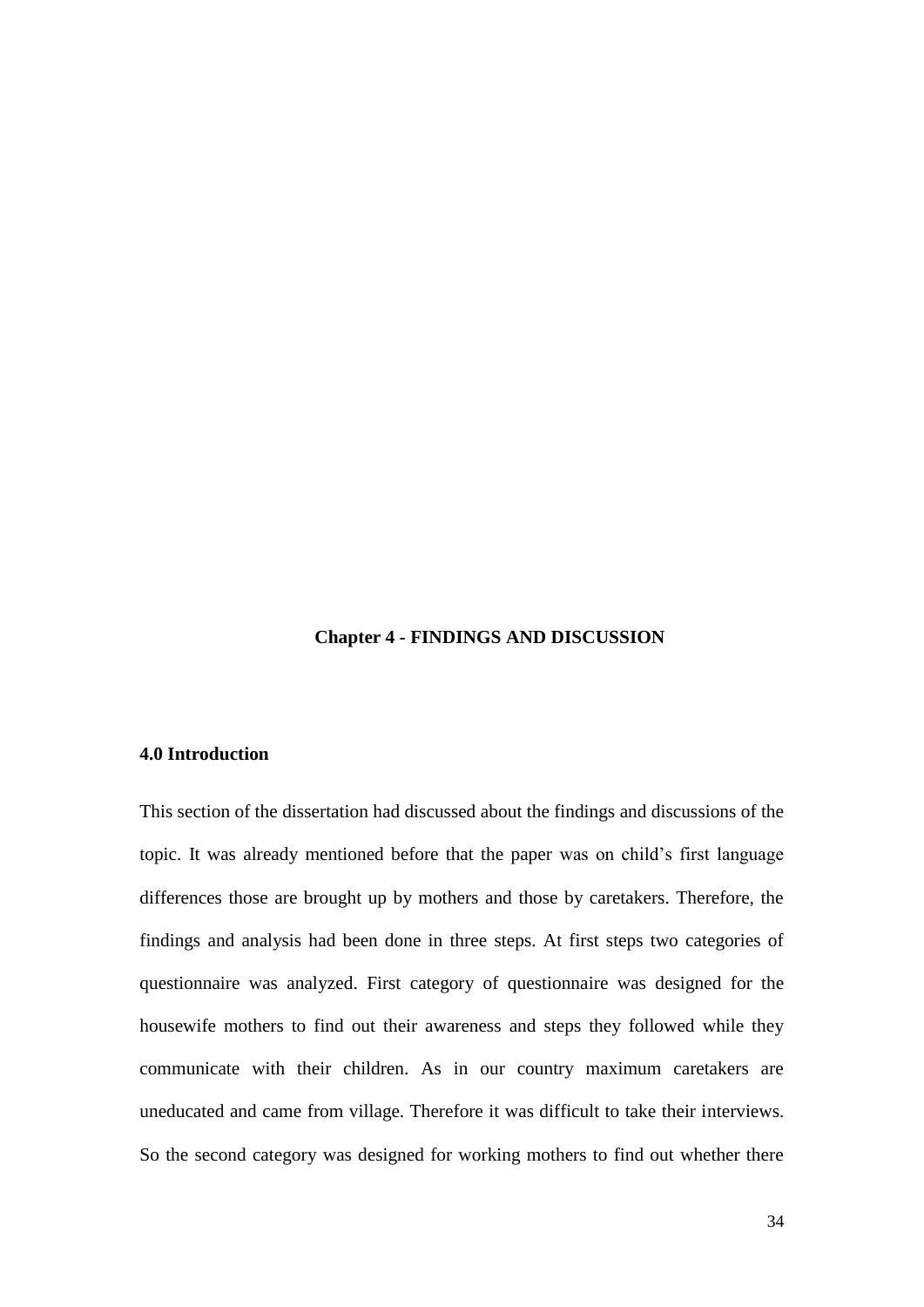# Chapter 4 - FINDINGS AND DISCUSSION

## 4.0 Introduction

This section of the dissertation had discussed about the findings and discussions of the topic. It was already mentioned before that the paper was on child's first language differences those are brought up by mothers and those by caretakers. Therefore, the findings and analysis had been done in three steps. At first steps two categories of questionnaire was analyzed. First category of questionnaire was designed for the housewife mothers to find out their awareness and steps they followed while they communicate with their children. As in our country maximum caretakers are uneducated and came from village. Therefore it was difficult to take their interviews. So the second category was designed for working mothers to find out whether there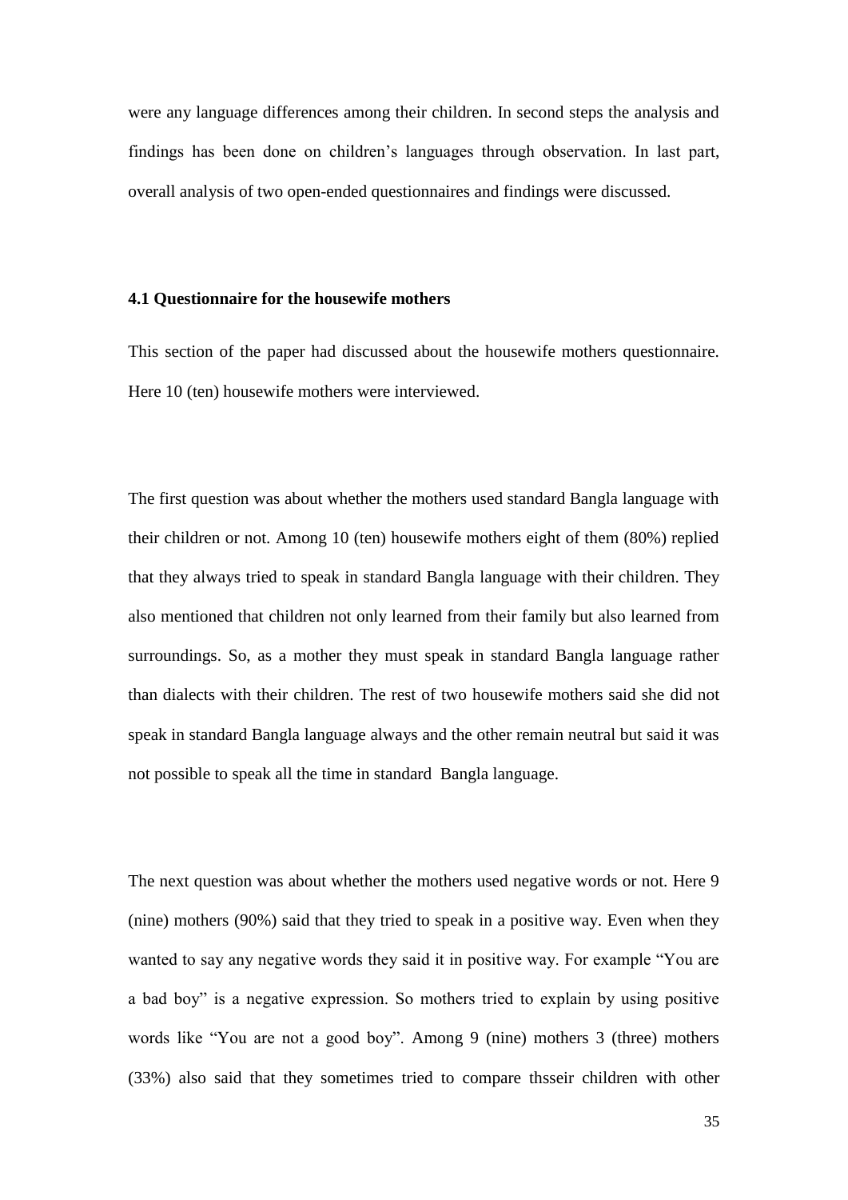were any language differences among their children. In second steps the analysis and findings has been done on children's languages through observation. In last part, overall analysis of two open-ended questionnaires and findings were discussed.

### 4.1 Questionnaire for the housewife mothers

This section of the paper had discussed about the housewife mothers questionnaire. Here 10 (ten) housewife mothers were interviewed.

The first question was about whether the mothers used standard Bangla language with their children or not. Among 10 (ten) housewife mothers eight of them (80%) replied that they always tried to speak in standard Bangla language with their children. They also mentioned that children not only learned from their family but also learned from surroundings. So, as a mother they must speak in standard Bangla language rather than dialects with their children. The rest of two housewife mothers said she did not speak in standard Bangla language always and the other remain neutral but said it was not possible to speak all the time in standard Bangla language.

The next question was about whether the mothers used negative words or not. Here 9 (nine) mothers (90%) said that they tried to speak in a positive way. Even when they wanted to say any negative words they said it in positive way. For example "You are a bad boy" is a negative expression. So mothers tried to explain by using positive words like "You are not a good boy". Among 9 (nine) mothers 3 (three) mothers (33%) also said that they sometimes tried to compare thsseir children with other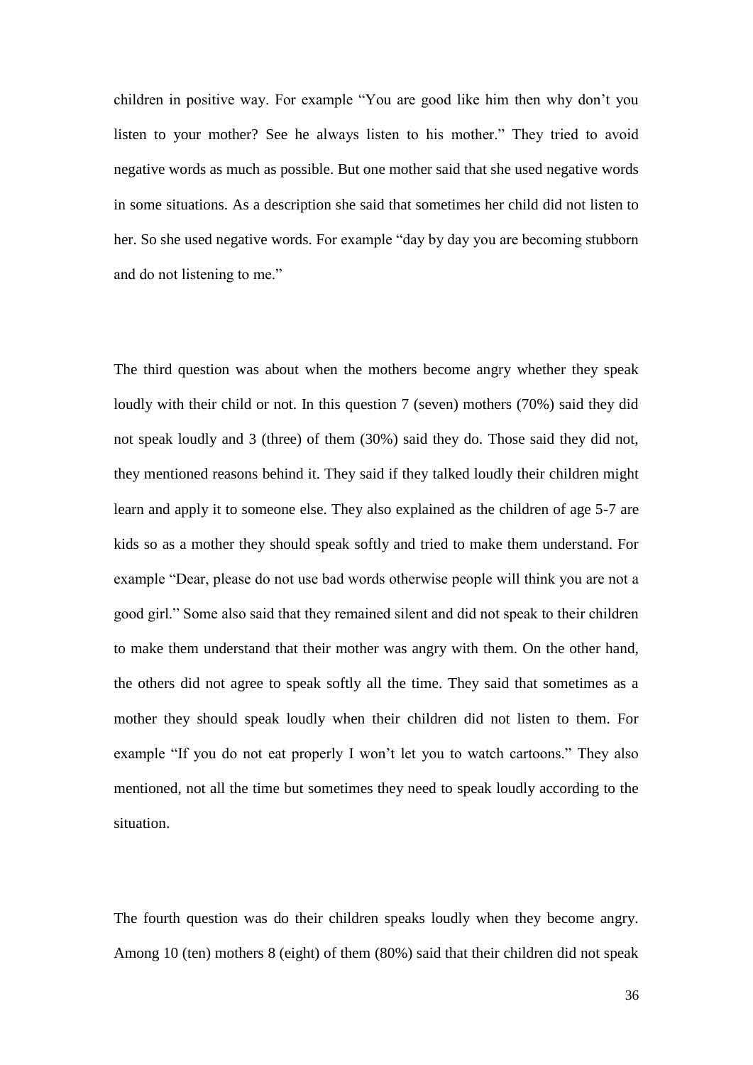children in positive way. For example "You are good like him then why don't you listen to your mother? See he always listen to his mother." They tried to avoid negative words as much as possible. But one mother said that she used negative words in some situations. As a description she said that sometimes her child did not listen to her. So she used negative words. For example "day by day you are becoming stubborn and do not listening to me."

The third question was about when the mothers become angry whether they speak loudly with their child or not. In this question 7 (seven) mothers (70%) said they did not speak loudly and 3 (three) of them (30%) said they do. Those said they did not, they mentioned reasons behind it. They said if they talked loudly their children might learn and apply it to someone else. They also explained as the children of age 5-7 are kids so as a mother they should speak softly and tried to make them understand. For example "Dear, please do not use bad words otherwise people will think you are not a good girl." Some also said that they remained silent and did not speak to their children to make them understand that their mother was angry with them. On the other hand, the others did not agree to speak softly all the time. They said that sometimes as a mother they should speak loudly when their children did not listen to them. For example "If you do not eat properly I won't let you to watch cartoons." They also mentioned, not all the time but sometimes they need to speak loudly according to the situation.

The fourth question was do their children speaks loudly when they become angry. Among 10 (ten) mothers 8 (eight) of them (80%) said that their children did not speak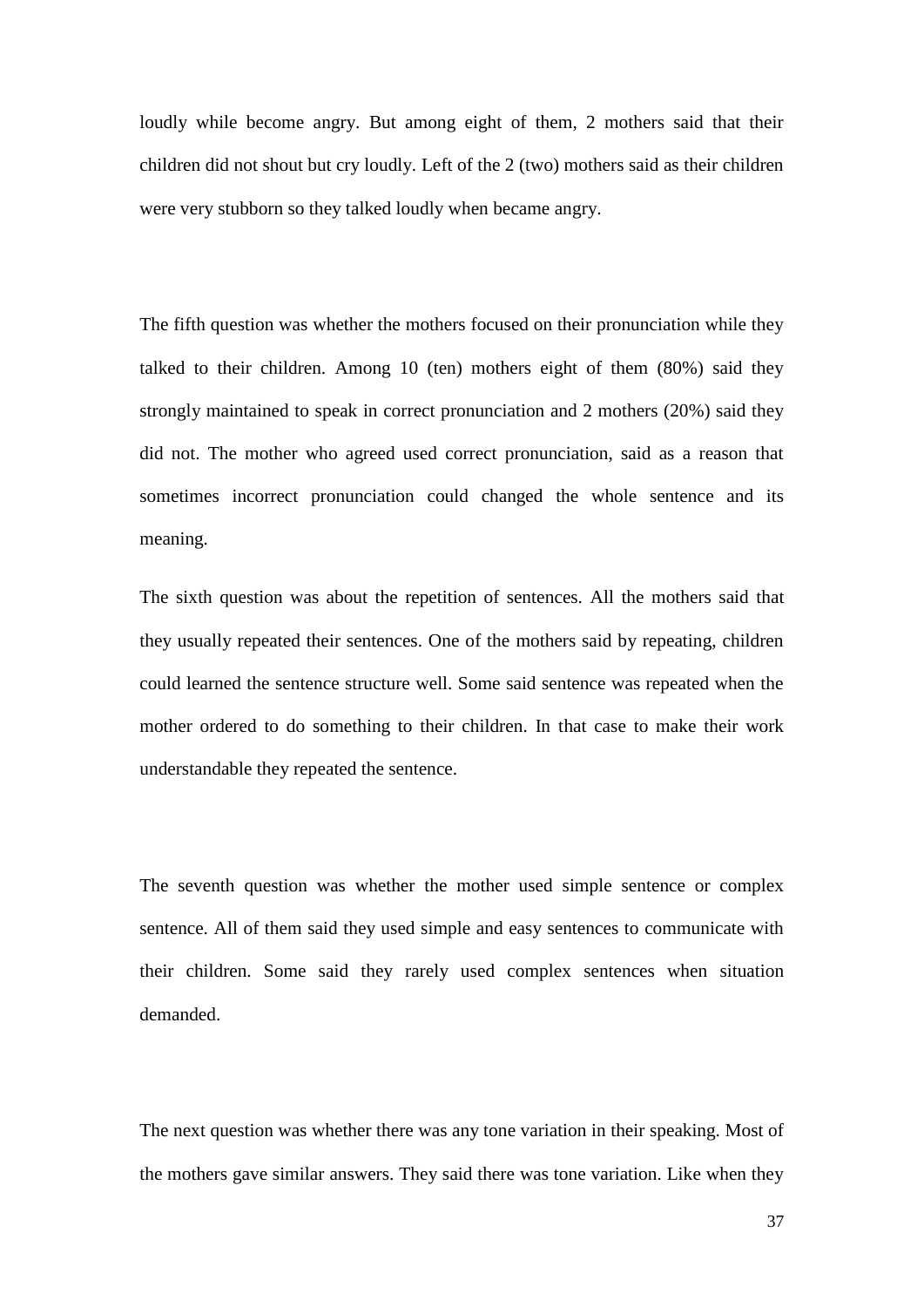loudly while become angry. But among eight of them, 2 mothers said that their children did not shout but cry loudly. Left of the 2 (two) mothers said as their children were very stubborn so they talked loudly when became angry.

The fifth question was whether the mothers focused on their pronunciation while they talked to their children. Among 10 (ten) mothers eight of them (80%) said they strongly maintained to speak in correct pronunciation and 2 mothers (20%) said they did not. The mother who agreed used correct pronunciation, said as a reason that sometimes incorrect pronunciation could changed the whole sentence and its meaning.

The sixth question was about the repetition of sentences. All the mothers said that they usually repeated their sentences. One of the mothers said by repeating, children could learned the sentence structure well. Some said sentence was repeated when the mother ordered to do something to their children. In that case to make their work understandable they repeated the sentence.

The seventh question was whether the mother used simple sentence or complex sentence. All of them said they used simple and easy sentences to communicate with their children. Some said they rarely used complex sentences when situation demanded.

The next question was whether there was any tone variation in their speaking. Most of the mothers gave similar answers. They said there was tone variation. Like when they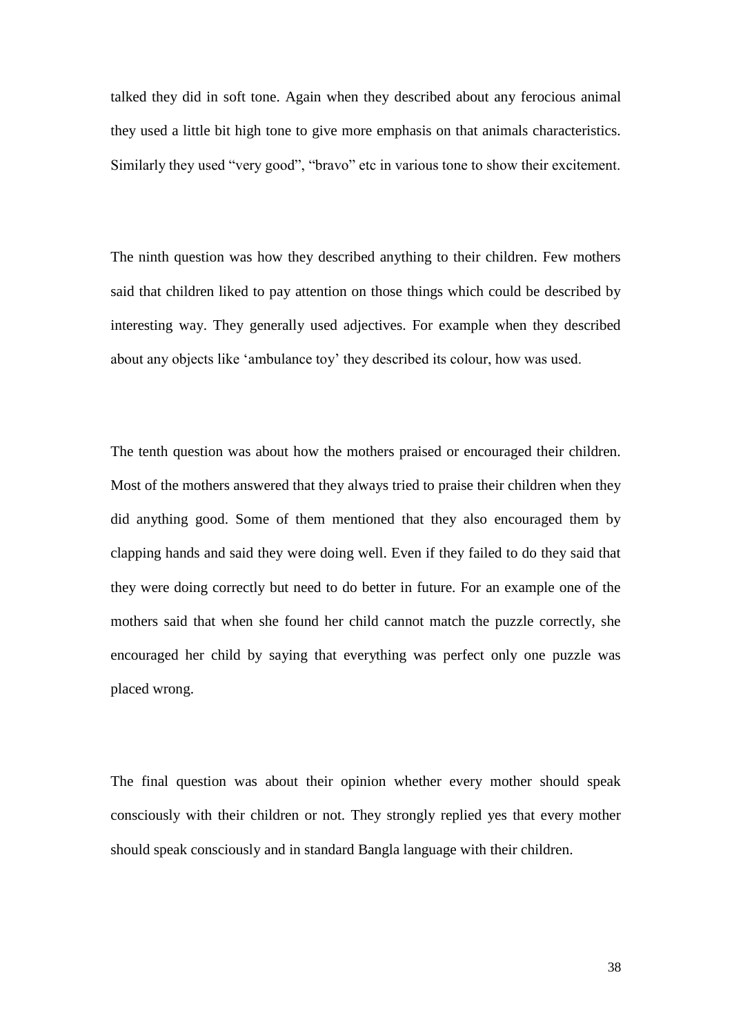talked they did in soft tone. Again when they described about any ferocious animal they used a little bit high tone to give more emphasis on that animals characteristics. Similarly they used "very good", "bravo" etc in various tone to show their excitement.

The ninth question was how they described anything to their children. Few mothers said that children liked to pay attention on those things which could be described by interesting way. They generally used adjectives. For example when they described about any objects like 'ambulance toy' they described its colour, how was used.

The tenth question was about how the mothers praised or encouraged their children. Most of the mothers answered that they always tried to praise their children when they did anything good. Some of them mentioned that they also encouraged them by clapping hands and said they were doing well. Even if they failed to do they said that they were doing correctly but need to do better in future. For an example one of the mothers said that when she found her child cannot match the puzzle correctly, she encouraged her child by saying that everything was perfect only one puzzle was placed wrong.

The final question was about their opinion whether every mother should speak consciously with their children or not. They strongly replied yes that every mother should speak consciously and in standard Bangla language with their children.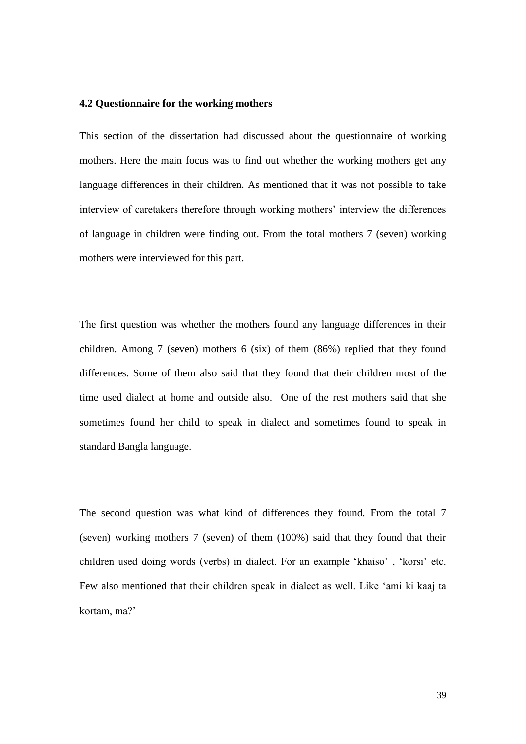**4.2 Questionnaire for the working mothers**

This section of the dissertation had discussed about the questionnaire of working mothers. Here the main focus was to find out whether the working mothers get any language differences in their children. As mentioned that it was not possible to take interview of caretakers therefore through working mothers' interview the differences of language in children were finding out. From the total mothers 7 (seven) working mothers were interviewed for this part.

The first question was whether the mothers found any language differences in their children. Among 7 (seven) mothers 6 (six) of them (86%) replied that they found differences. Some of them also said that they found that their children most of the time used dialect at home and outside also. One of the rest mothers said that she sometimes found her child to speak in dialect and sometimes found to speak in standard Bangla language.

The second question was what kind of differences they found. From the total 7 (seven) working mothers 7 (seven) of them (100%) said that they found that their children used doing words (verbs) in dialect. For an example 'khaiso' , 'korsi' etc. Few also mentioned that their children speak in dialect as well. Like 'ami ki kaaj ta kortam, ma?'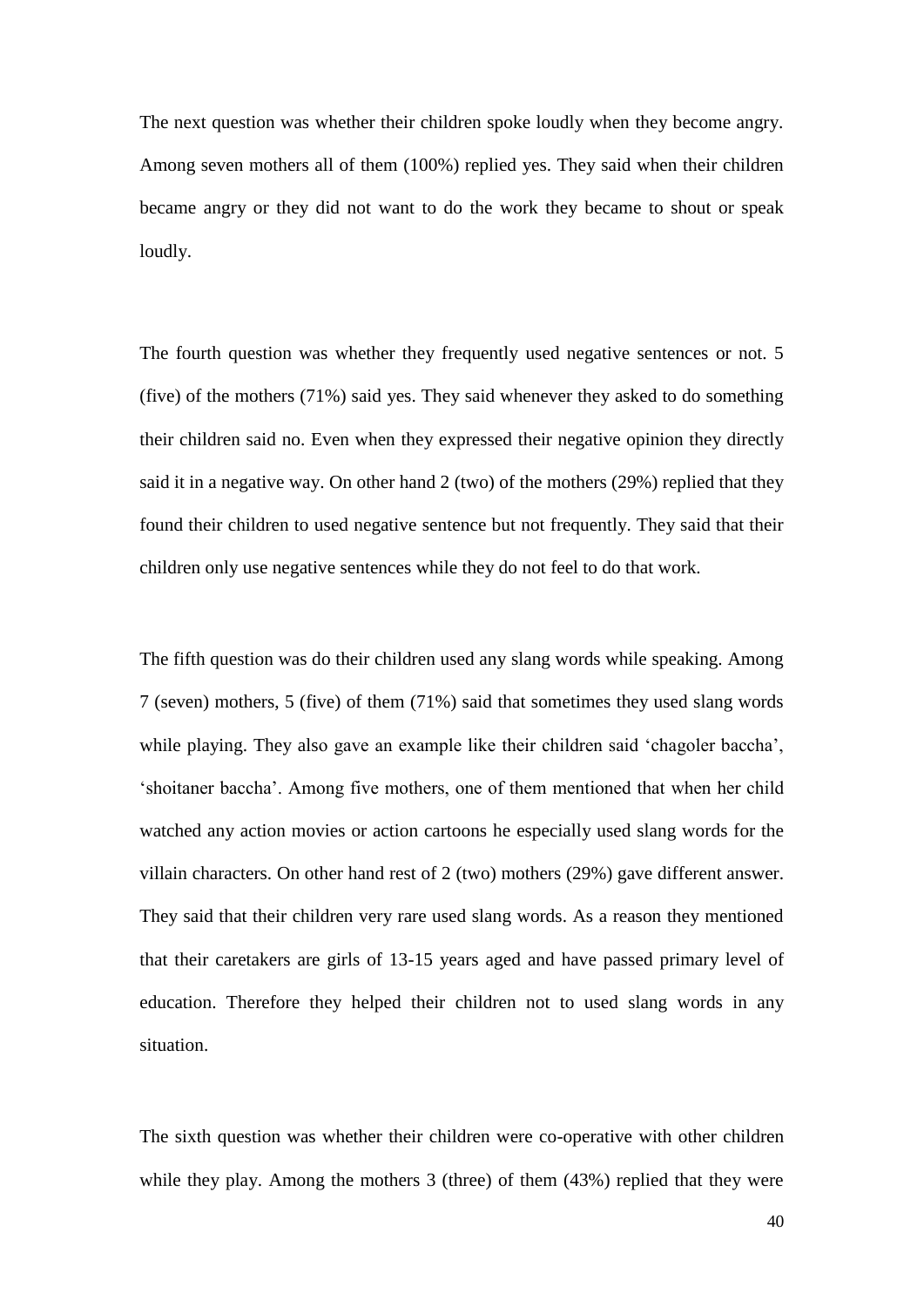The next question was whether their children spoke loudly when they become angry. Among seven mothers all of them (100%) replied yes. They said when their children became angry or they did not want to do the work they became to shout or speak loudly.

The fourth question was whether they frequently used negative sentences or not. 5 (five) of the mothers (71%) said yes. They said whenever they asked to do something their children said no. Even when they expressed their negative opinion they directly said it in a negative way. On other hand 2 (two) of the mothers (29%) replied that they found their children to used negative sentence but not frequently. They said that their children only use negative sentences while they do not feel to do that work.

The fifth question was do their children used any slang words while speaking. Among 7 (seven) mothers, 5 (five) of them (71%) said that sometimes they used slang words while playing. They also gave an example like their children said 'chagoler baccha', 'shoitaner baccha'. Among five mothers, one of them mentioned that when her child watched any action movies or action cartoons he especially used slang words for the villain characters. On other hand rest of 2 (two) mothers (29%) gave different answer. They said that their children very rare used slang words. As a reason they mentioned that their caretakers are girls of 13-15 years aged and have passed primary level of education. Therefore they helped their children not to used slang words in any situation.

The sixth question was whether their children were co-operative with other children while they play. Among the mothers 3 (three) of them (43%) replied that they were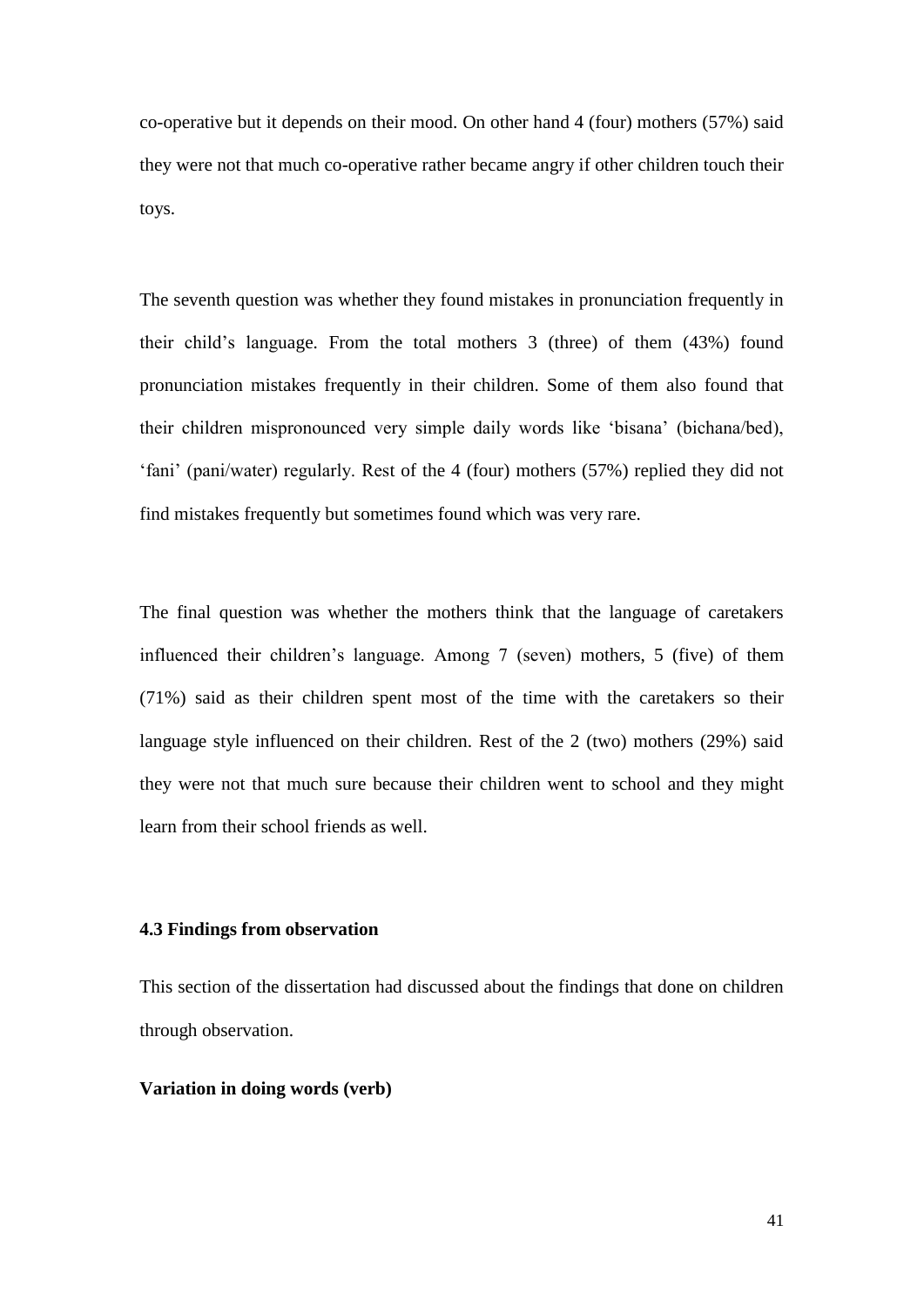co-operative but it depends on their mood. On other hand 4 (four) mothers (57%) said they were not that much co-operative rather became angry if other children touch their toys.

The seventh question was whether they found mistakes in pronunciation frequently in their child's language. From the total mothers 3 (three) of them (43%) found pronunciation mistakes frequently in their children. Some of them also found that their children mispronounced very simple daily words like 'bisana' (bichana/bed), 'fani' (pani/water) regularly. Rest of the 4 (four) mothers (57%) replied they did not find mistakes frequently but sometimes found which was very rare.

The final question was whether the mothers think that the language of caretakers influenced their children's language. Among 7 (seven) mothers, 5 (five) of them (71%) said as their children spent most of the time with the caretakers so their language style influenced on their children. Rest of the 2 (two) mothers (29%) said they were not that much sure because their children went to school and they might learn from their school friends as well.

### 4.3 Findings from observation

This section of the dissertation had discussed about the findings that done on children through observation.

**Variation in doing words (verb)**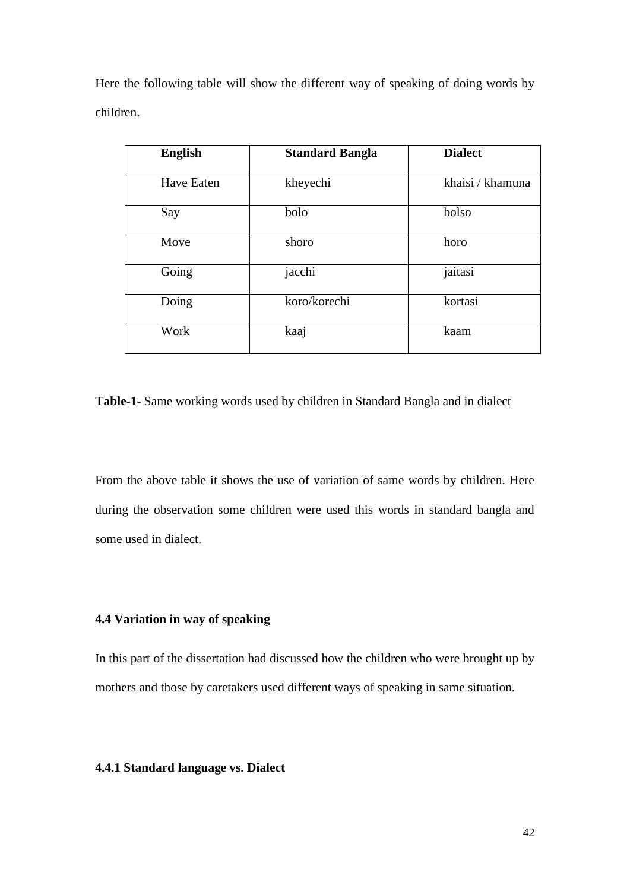Here the following table will show the different way of speaking of doing words by children.

| English | Standard Bangla | Dialect |
| --- | --- | --- |
| Have Eaten | kheyechi | khaisi / khamuna |
| Say | bolo | bolso |
| Move | shoro | horo |
| Going | jacchi | jaitasi |
| Doing | koro/korechi | kortasi |
| Work | kaaj | kaam |

**Table-1**- Same working words used by children in Standard Bangla and in dialect

From the above table it shows the use of variation of same words by children. Here during the observation some children were used this words in standard bangla and some used in dialect.

### 4.4 Variation in way of speaking

In this part of the dissertation had discussed how the children who were brought up by mothers and those by caretakers used different ways of speaking in same situation.

#### 4.4.1 Standard language vs. Dialect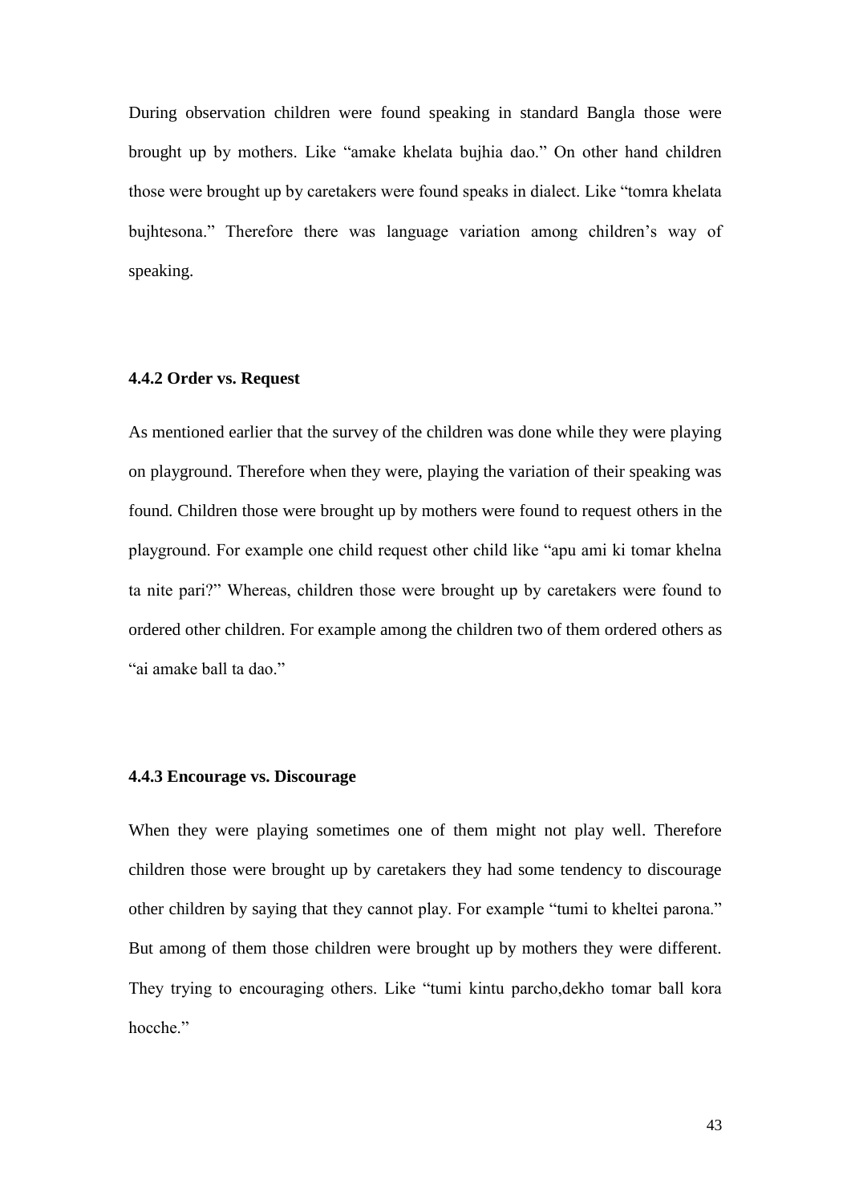During observation children were found speaking in standard Bangla those were brought up by mothers. Like "amake khelata bujhia dao." On other hand children those were brought up by caretakers were found speaks in dialect. Like "tomra khelata bujhtesona." Therefore there was language variation among children's way of speaking.

### 4.4.2 Order vs. Request

As mentioned earlier that the survey of the children was done while they were playing on playground. Therefore when they were, playing the variation of their speaking was found. Children those were brought up by mothers were found to request others in the playground. For example one child request other child like "apu ami ki tomar khelna ta nite pari?" Whereas, children those were brought up by caretakers were found to ordered other children. For example among the children two of them ordered others as "ai amake ball ta dao."

### 4.4.3 Encourage vs. Discourage

When they were playing sometimes one of them might not play well. Therefore children those were brought up by caretakers they had some tendency to discourage other children by saying that they cannot play. For example "tumi to kheltei parona." But among of them those children were brought up by mothers they were different. They trying to encouraging others. Like "tumi kintu parcho,dekho tomar ball kora hocche."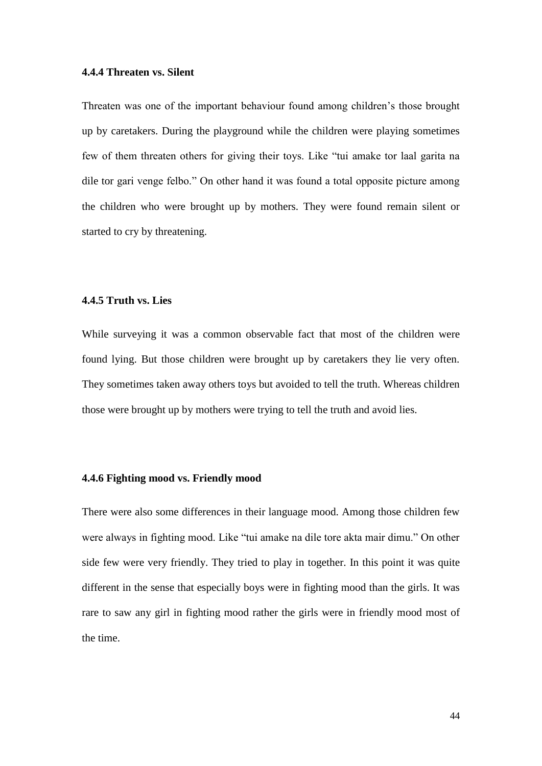#### 4.4.4 Threaten vs. Silent

Threaten was one of the important behaviour found among children's those brought up by caretakers. During the playground while the children were playing sometimes few of them threaten others for giving their toys. Like "tui amake tor laal garita na dile tor gari venge felbo." On other hand it was found a total opposite picture among the children who were brought up by mothers. They were found remain silent or started to cry by threatening.

#### 4.4.5 Truth vs. Lies

While surveying it was a common observable fact that most of the children were found lying. But those children were brought up by caretakers they lie very often. They sometimes taken away others toys but avoided to tell the truth. Whereas children those were brought up by mothers were trying to tell the truth and avoid lies.

#### 4.4.6 Fighting mood vs. Friendly mood

There were also some differences in their language mood. Among those children few were always in fighting mood. Like "tui amake na dile tore akta mair dimu." On other side few were very friendly. They tried to play in together. In this point it was quite different in the sense that especially boys were in fighting mood than the girls. It was rare to saw any girl in fighting mood rather the girls were in friendly mood most of the time.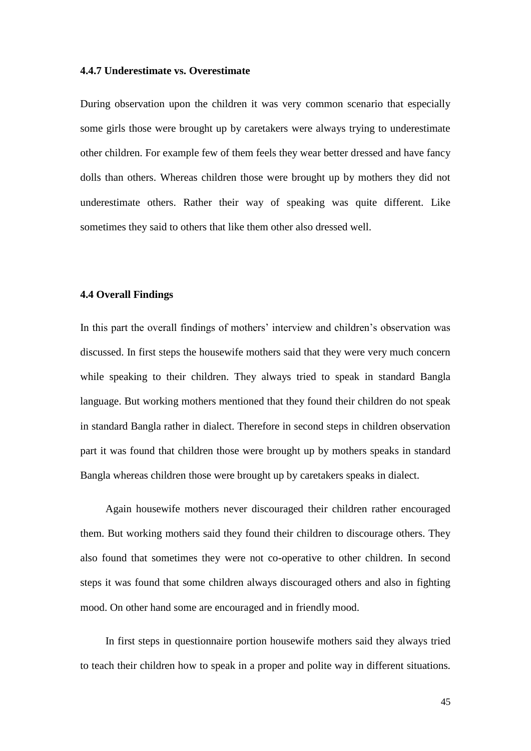### 4.4.7 Underestimate vs. Overestimate

During observation upon the children it was very common scenario that especially some girls those were brought up by caretakers were always trying to underestimate other children. For example few of them feels they wear better dressed and have fancy dolls than others. Whereas children those were brought up by mothers they did not underestimate others. Rather their way of speaking was quite different. Like sometimes they said to others that like them other also dressed well.

### 4.4 Overall Findings

In this part the overall findings of mothers' interview and children's observation was discussed. In first steps the housewife mothers said that they were very much concern while speaking to their children. They always tried to speak in standard Bangla language. But working mothers mentioned that they found their children do not speak in standard Bangla rather in dialect. Therefore in second steps in children observation part it was found that children those were brought up by mothers speaks in standard Bangla whereas children those were brought up by caretakers speaks in dialect.

Again housewife mothers never discouraged their children rather encouraged them. But working mothers said they found their children to discourage others. They also found that sometimes they were not co-operative to other children. In second steps it was found that some children always discouraged others and also in fighting mood. On other hand some are encouraged and in friendly mood.

In first steps in questionnaire portion housewife mothers said they always tried to teach their children how to speak in a proper and polite way in different situations.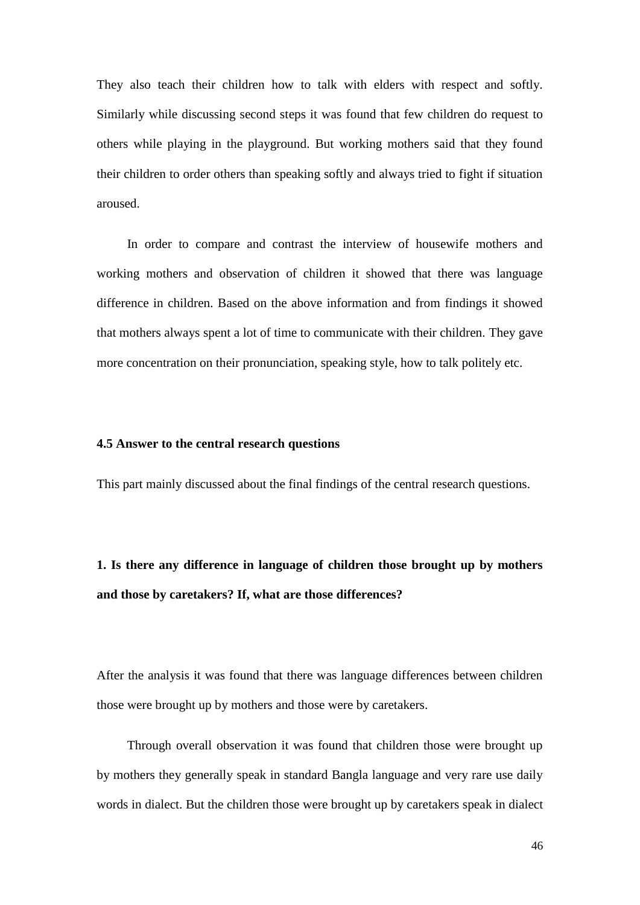They also teach their children how to talk with elders with respect and softly. Similarly while discussing second steps it was found that few children do request to others while playing in the playground. But working mothers said that they found their children to order others than speaking softly and always tried to fight if situation aroused.

In order to compare and contrast the interview of housewife mothers and working mothers and observation of children it showed that there was language difference in children. Based on the above information and from findings it showed that mothers always spent a lot of time to communicate with their children. They gave more concentration on their pronunciation, speaking style, how to talk politely etc.

### 4.5 Answer to the central research questions

This part mainly discussed about the final findings of the central research questions.

**1. Is there any difference in language of children those brought up by mothers and those by caretakers? If, what are those differences?**

After the analysis it was found that there was language differences between children those were brought up by mothers and those were by caretakers.

Through overall observation it was found that children those were brought up by mothers they generally speak in standard Bangla language and very rare use daily words in dialect. But the children those were brought up by caretakers speak in dialect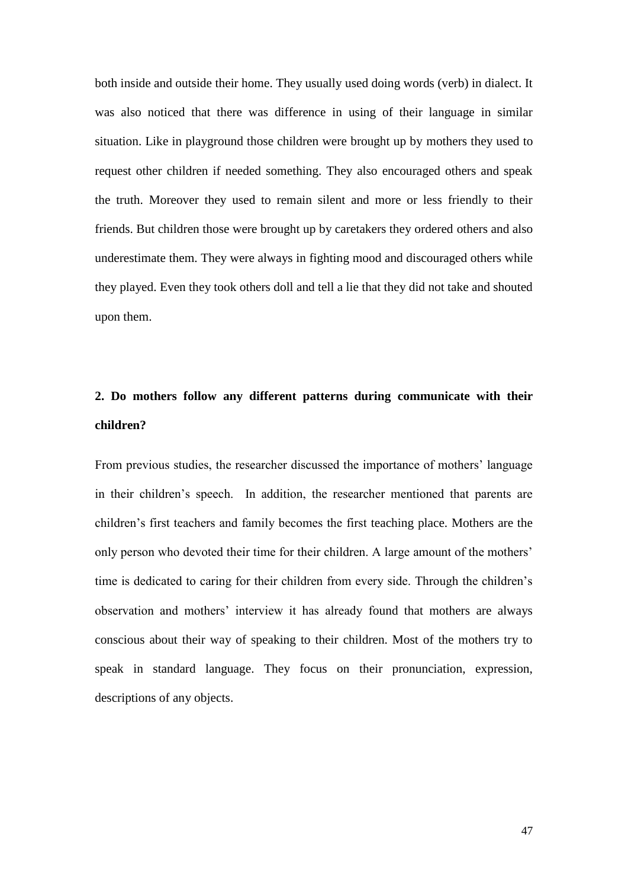both inside and outside their home. They usually used doing words (verb) in dialect. It was also noticed that there was difference in using of their language in similar situation. Like in playground those children were brought up by mothers they used to request other children if needed something. They also encouraged others and speak the truth. Moreover they used to remain silent and more or less friendly to their friends. But children those were brought up by caretakers they ordered others and also underestimate them. They were always in fighting mood and discouraged others while they played. Even they took others doll and tell a lie that they did not take and shouted upon them.

**2. Do mothers follow any different patterns during communicate with their children?**

From previous studies, the researcher discussed the importance of mothers' language in their children's speech. In addition, the researcher mentioned that parents are children's first teachers and family becomes the first teaching place. Mothers are the only person who devoted their time for their children. A large amount of the mothers' time is dedicated to caring for their children from every side. Through the children's observation and mothers' interview it has already found that mothers are always conscious about their way of speaking to their children. Most of the mothers try to speak in standard language. They focus on their pronunciation, expression, descriptions of any objects.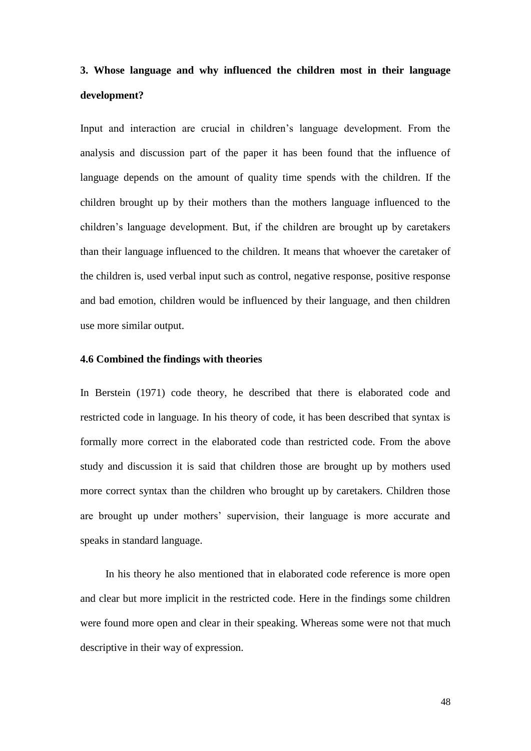**3. Whose language and why influenced the children most in their language development?**

Input and interaction are crucial in children's language development. From the analysis and discussion part of the paper it has been found that the influence of language depends on the amount of quality time spends with the children. If the children brought up by their mothers than the mothers language influenced to the children's language development. But, if the children are brought up by caretakers than their language influenced to the children. It means that whoever the caretaker of the children is, used verbal input such as control, negative response, positive response and bad emotion, children would be influenced by their language, and then children use more similar output.

### 4.6 Combined the findings with theories

In Berstein (1971) code theory, he described that there is elaborated code and restricted code in language. In his theory of code, it has been described that syntax is formally more correct in the elaborated code than restricted code. From the above study and discussion it is said that children those are brought up by mothers used more correct syntax than the children who brought up by caretakers. Children those are brought up under mothers' supervision, their language is more accurate and speaks in standard language.

In his theory he also mentioned that in elaborated code reference is more open and clear but more implicit in the restricted code. Here in the findings some children were found more open and clear in their speaking. Whereas some were not that much descriptive in their way of expression.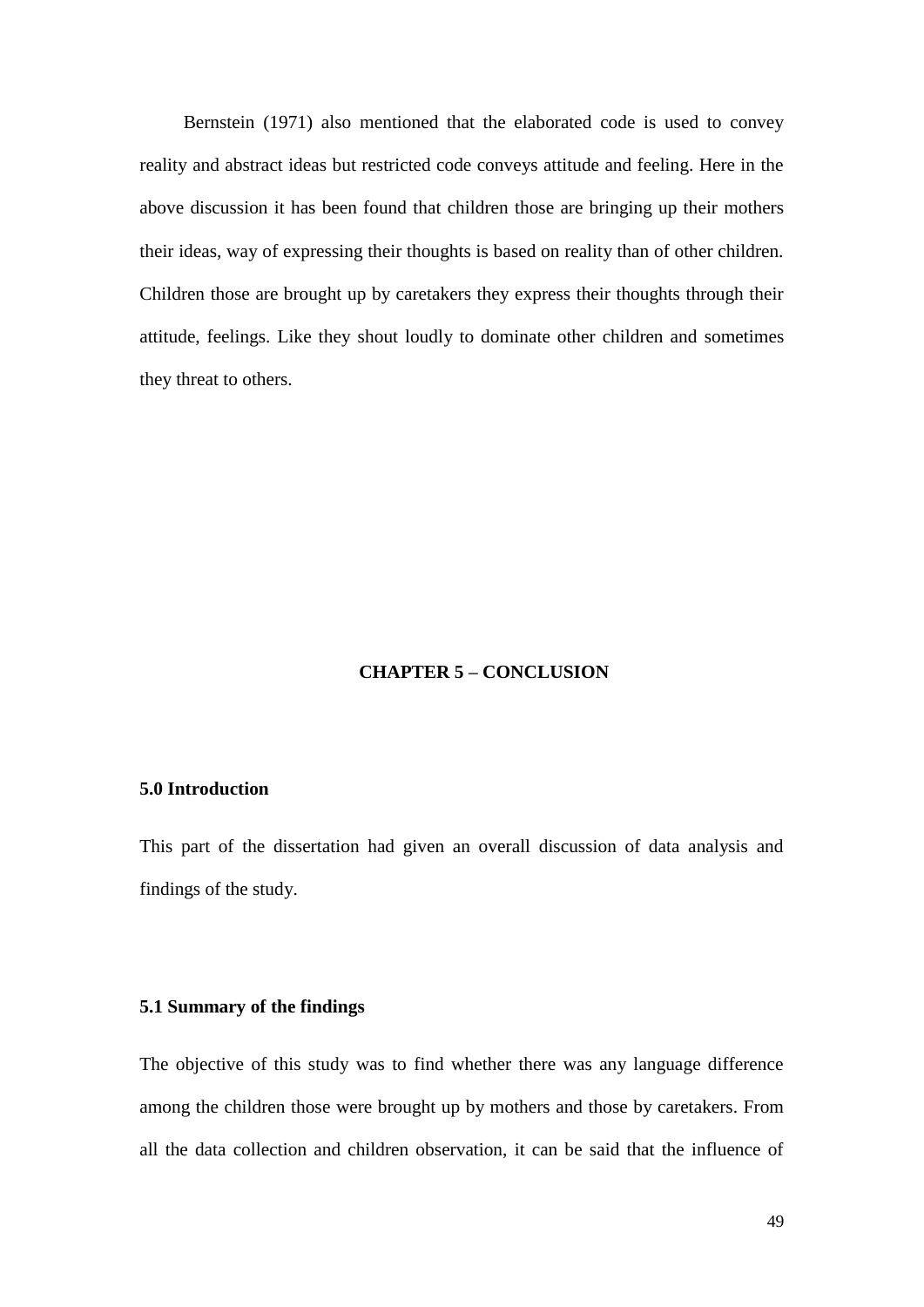Bernstein (1971) also mentioned that the elaborated code is used to convey reality and abstract ideas but restricted code conveys attitude and feeling. Here in the above discussion it has been found that children those are bringing up their mothers their ideas, way of expressing their thoughts is based on reality than of other children. Children those are brought up by caretakers they express their thoughts through their attitude, feelings. Like they shout loudly to dominate other children and sometimes they threat to others.

# CHAPTER 5 – CONCLUSION

## 5.0 Introduction

This part of the dissertation had given an overall discussion of data analysis and findings of the study.

## 5.1 Summary of the findings

The objective of this study was to find whether there was any language difference among the children those were brought up by mothers and those by caretakers. From all the data collection and children observation, it can be said that the influence of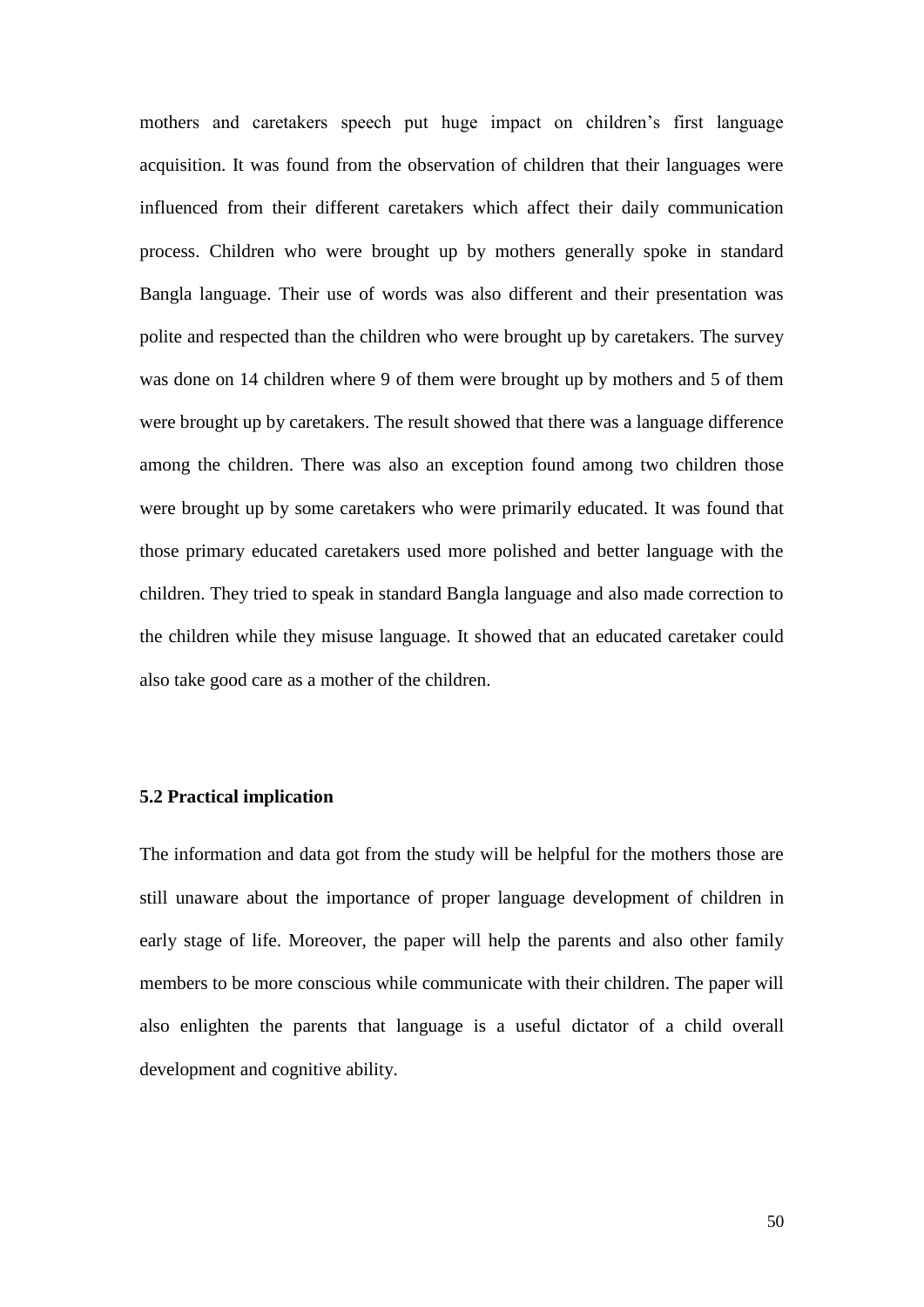mothers and caretakers speech put huge impact on children's first language acquisition. It was found from the observation of children that their languages were influenced from their different caretakers which affect their daily communication process. Children who were brought up by mothers generally spoke in standard Bangla language. Their use of words was also different and their presentation was polite and respected than the children who were brought up by caretakers. The survey was done on 14 children where 9 of them were brought up by mothers and 5 of them were brought up by caretakers. The result showed that there was a language difference among the children. There was also an exception found among two children those were brought up by some caretakers who were primarily educated. It was found that those primary educated caretakers used more polished and better language with the children. They tried to speak in standard Bangla language and also made correction to the children while they misuse language. It showed that an educated caretaker could also take good care as a mother of the children.

### 5.2 Practical implication

The information and data got from the study will be helpful for the mothers those are still unaware about the importance of proper language development of children in early stage of life. Moreover, the paper will help the parents and also other family members to be more conscious while communicate with their children. The paper will also enlighten the parents that language is a useful dictator of a child overall development and cognitive ability.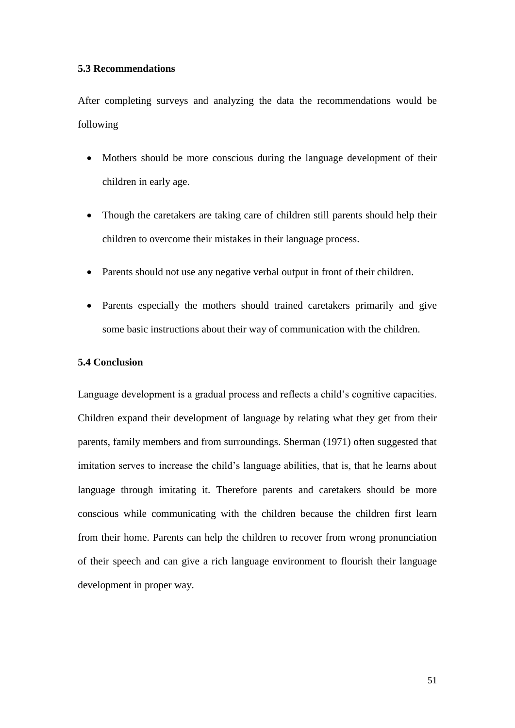### 5.3 Recommendations

After completing surveys and analyzing the data the recommendations would be following

- Mothers should be more conscious during the language development of their children in early age.
- Though the caretakers are taking care of children still parents should help their children to overcome their mistakes in their language process.
- Parents should not use any negative verbal output in front of their children.
- Parents especially the mothers should trained caretakers primarily and give some basic instructions about their way of communication with the children.

### 5.4 Conclusion

Language development is a gradual process and reflects a child's cognitive capacities. Children expand their development of language by relating what they get from their parents, family members and from surroundings. Sherman (1971) often suggested that imitation serves to increase the child's language abilities, that is, that he learns about language through imitating it. Therefore parents and caretakers should be more conscious while communicating with the children because the children first learn from their home. Parents can help the children to recover from wrong pronunciation of their speech and can give a rich language environment to flourish their language development in proper way.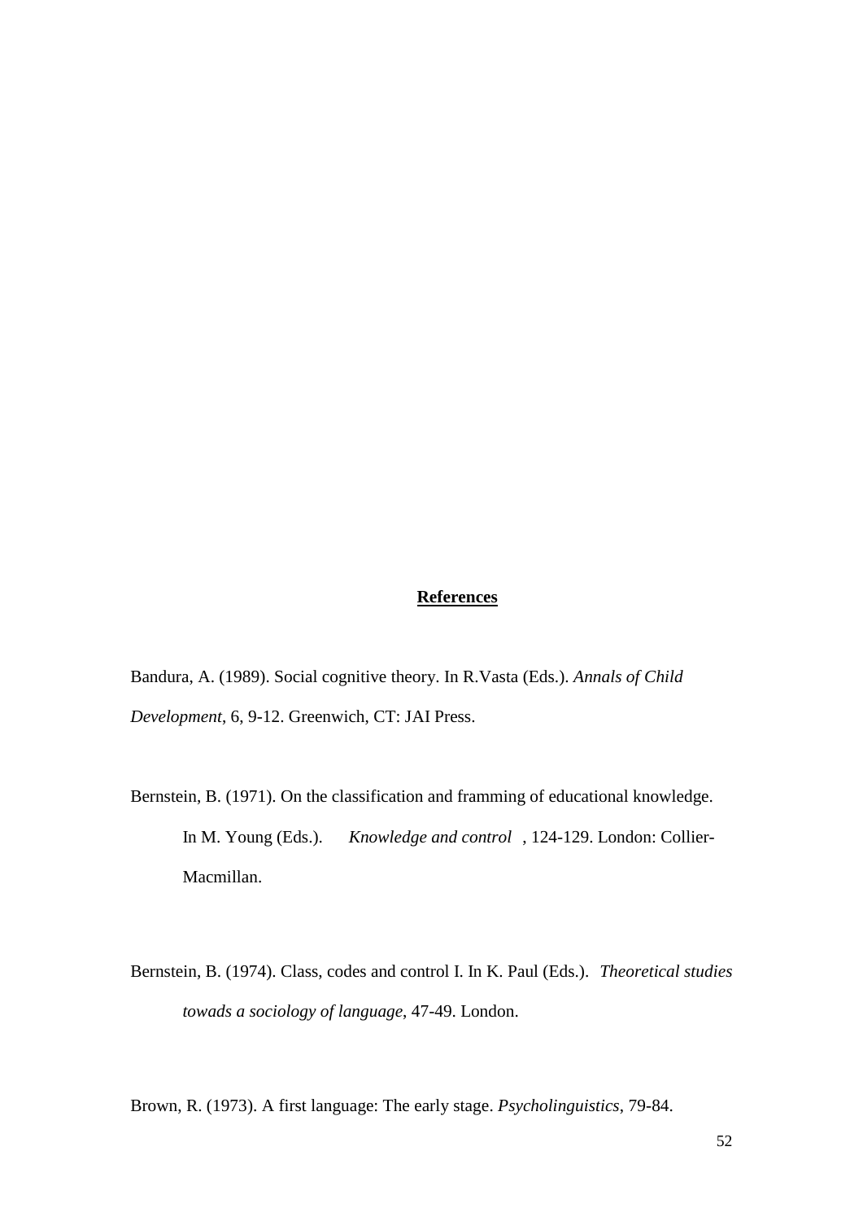## **References**

Bandura, A. (1989). Social cognitive theory. In R.Vasta (Eds.). *Annals of Child Development*, 6, 9-12. Greenwich, CT: JAI Press.

Bernstein, B. (1971). On the classification and framming of educational knowledge. In M. Young (Eds.). *Knowledge and control*, 124-129. London: Collier-Macmillan.

Bernstein, B. (1974). Class, codes and control I. In K. Paul (Eds.). *Theoretical studies towads a sociology of language*, 47-49. London.

Brown, R. (1973). A first language: The early stage. *Psycholinguistics*, 79-84.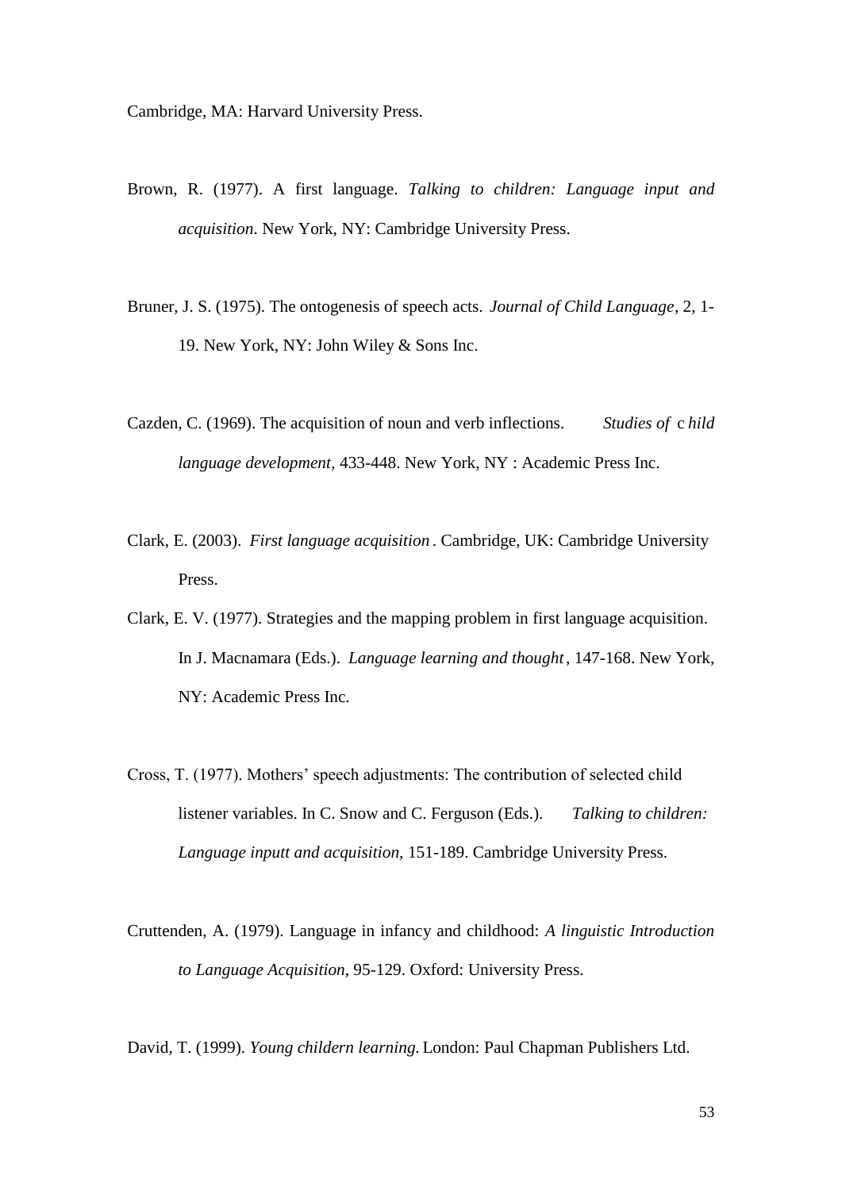Cambridge, MA: Harvard University Press.

Brown, R. (1977). A first language. *Talking to children: Language input and acquisition*. New York, NY: Cambridge University Press.

Bruner, J. S. (1975). The ontogenesis of speech acts. *Journal of Child Language*, 2, 1-19. New York, NY: John Wiley & Sons Inc.

Cazden, C. (1969). The acquisition of noun and verb inflections. *Studies of* c *hild language development*, 433-448. New York, NY : Academic Press Inc.

Clark, E. (2003). *First language acquisition* . Cambridge, UK: Cambridge University Press.

Clark, E. V. (1977). Strategies and the mapping problem in first language acquisition. In J. Macnamara (Eds.). *Language learning and thought*, 147-168. New York, NY: Academic Press Inc.

Cross, T. (1977). Mothers' speech adjustments: The contribution of selected child listener variables. In C. Snow and C. Ferguson (Eds.). *Talking to children: Language inputt and acquisition*, 151-189. Cambridge University Press.

Cruttenden, A. (1979). Language in infancy and childhood: *A linguistic Introduction to Language Acquisition*, 95-129. Oxford: University Press.

David, T. (1999). *Young childern learning.* London: Paul Chapman Publishers Ltd.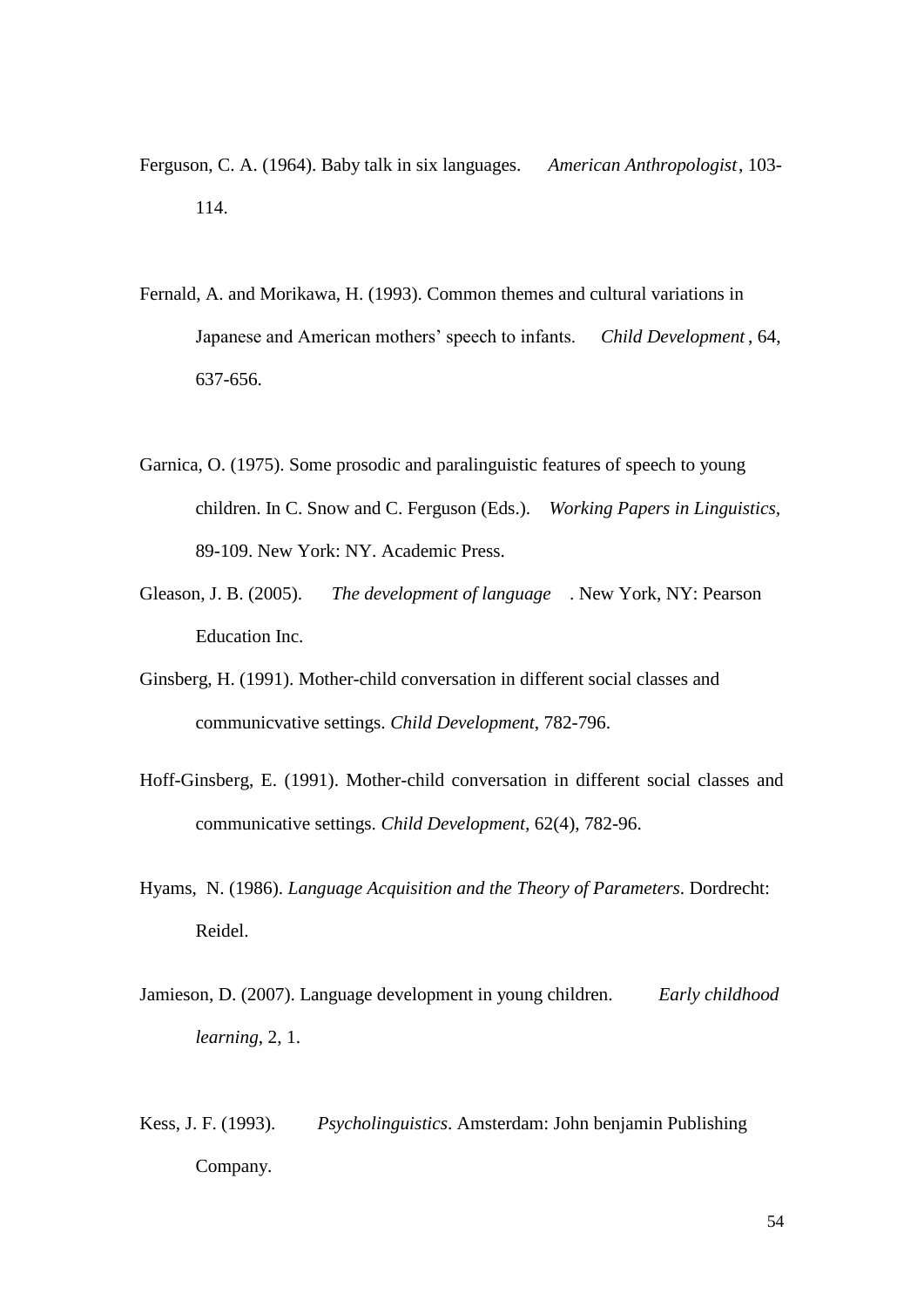Ferguson, C. A. (1964). Baby talk in six languages. *American Anthropologist*, 103-114.

Fernald, A. and Morikawa, H. (1993). Common themes and cultural variations in Japanese and American mothers' speech to infants. *Child Development*, 64, 637-656.

Garnica, O. (1975). Some prosodic and paralinguistic features of speech to young children. In C. Snow and C. Ferguson (Eds.). *Working Papers in Linguistics,* 89-109. New York: NY. Academic Press.

Gleason, J. B. (2005). *The development of language*. New York, NY: Pearson Education Inc.

Ginsberg, H. (1991). Mother-child conversation in different social classes and communicvative settings. *Child Development*, 782-796.

Hoff-Ginsberg, E. (1991). Mother-child conversation in different social classes and communicative settings. *Child Development,* 62(4), 782-96.

Hyams, N. (1986). *Language Acquisition and the Theory of Parameters*. Dordrecht: Reidel.

Jamieson, D. (2007). Language development in young children. *Early childhood learning*, 2, 1.

Kess, J. F. (1993). *Psycholinguistics*. Amsterdam: John benjamin Publishing Company.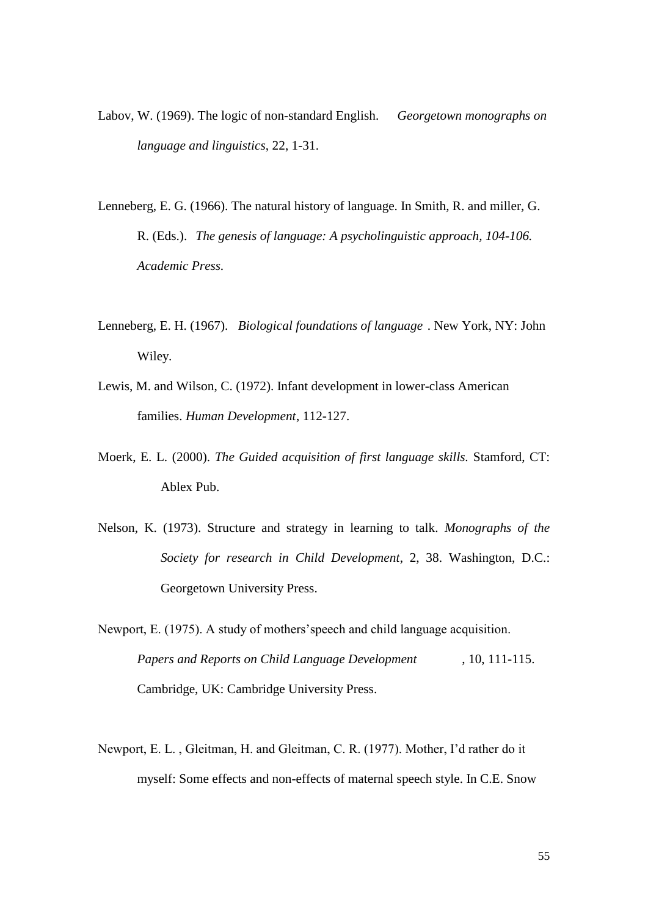Labov, W. (1969). The logic of non-standard English. *Georgetown monographs on language and linguistics*, 22, 1-31.

Lenneberg, E. G. (1966). The natural history of language. In Smith, R. and miller, G. R. (Eds.). *The genesis of language: A psycholinguistic approach, 104-106. Academic Press.*

Lenneberg, E. H. (1967). *Biological foundations of language* . New York, NY: John Wiley.

Lewis, M. and Wilson, C. (1972). Infant development in lower-class American families. *Human Development*, 112-127.

Moerk, E. L. (2000). *The Guided acquisition of first language skills.* Stamford, CT: Ablex Pub.

Nelson, K. (1973). Structure and strategy in learning to talk. *Monographs of the Society for research in Child Development*, 2, 38. Washington, D.C.: Georgetown University Press.

Newport, E. (1975). A study of mothers'speech and child language acquisition. *Papers and Reports on Child Language Development* , 10, 111-115. Cambridge, UK: Cambridge University Press.

Newport, E. L. , Gleitman, H. and Gleitman, C. R. (1977). Mother, I'd rather do it myself: Some effects and non-effects of maternal speech style. In C.E. Snow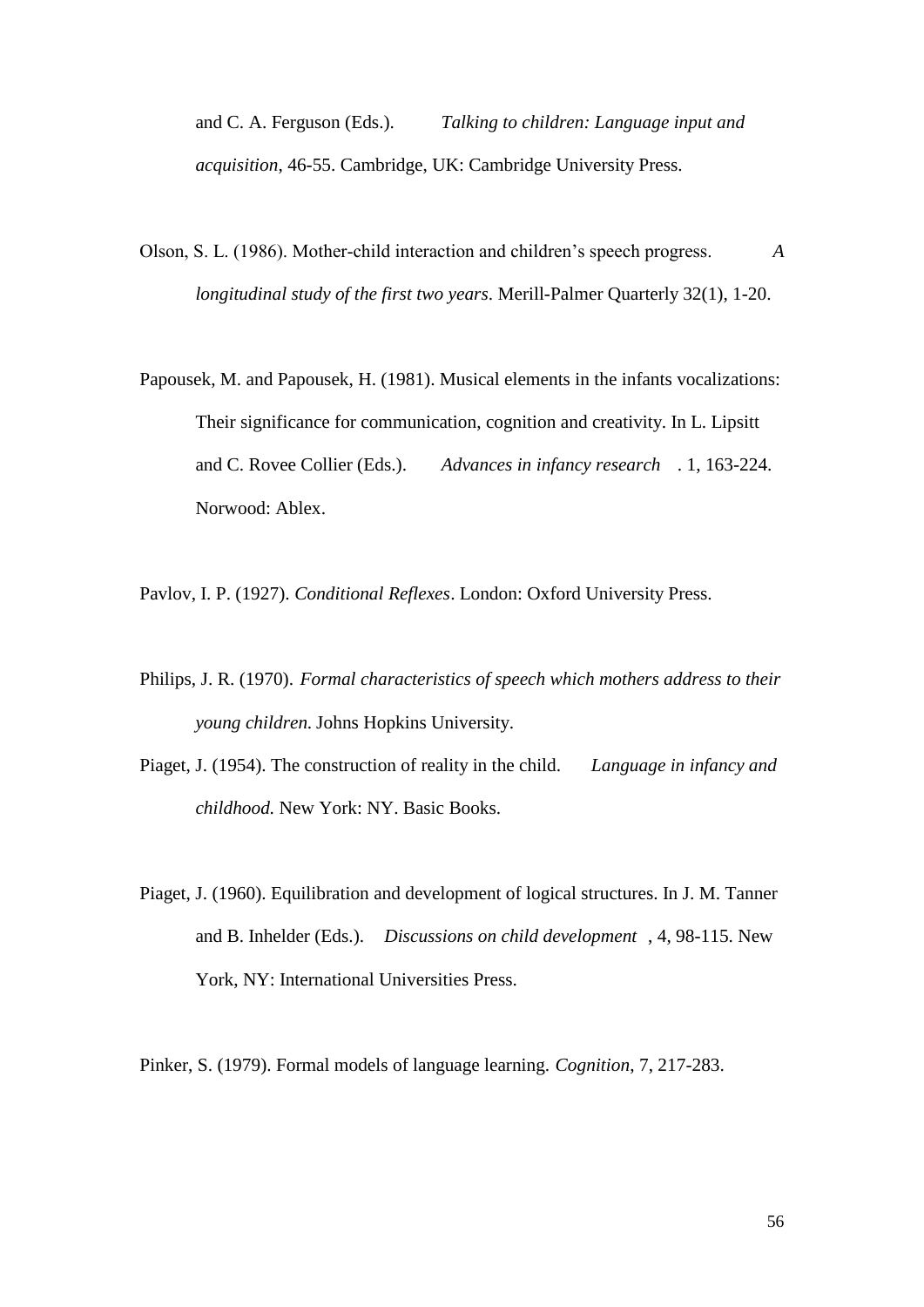and C. A. Ferguson (Eds.). *Talking to children: Language input and acquisition*, 46-55. Cambridge, UK: Cambridge University Press.

Olson, S. L. (1986). Mother-child interaction and children's speech progress. *A longitudinal study of the first two years*. Merill-Palmer Quarterly 32(1), 1-20.

Papousek, M. and Papousek, H. (1981). Musical elements in the infants vocalizations: Their significance for communication, cognition and creativity. In L. Lipsitt and C. Rovee Collier (Eds.). *Advances in infancy research* . 1, 163-224. Norwood: Ablex.

Pavlov, I. P. (1927). *Conditional Reflexes*. London: Oxford University Press.

Philips, J. R. (1970). *Formal characteristics of speech which mothers address to their young children.* Johns Hopkins University.

Piaget, J. (1954). The construction of reality in the child. *Language in infancy and childhood.* New York: NY. Basic Books.

Piaget, J. (1960). Equilibration and development of logical structures. In J. M. Tanner and B. Inhelder (Eds.). *Discussions on child development* , 4, 98-115. New York, NY: International Universities Press.

Pinker, S. (1979). Formal models of language learning. *Cognition*, 7, 217-283.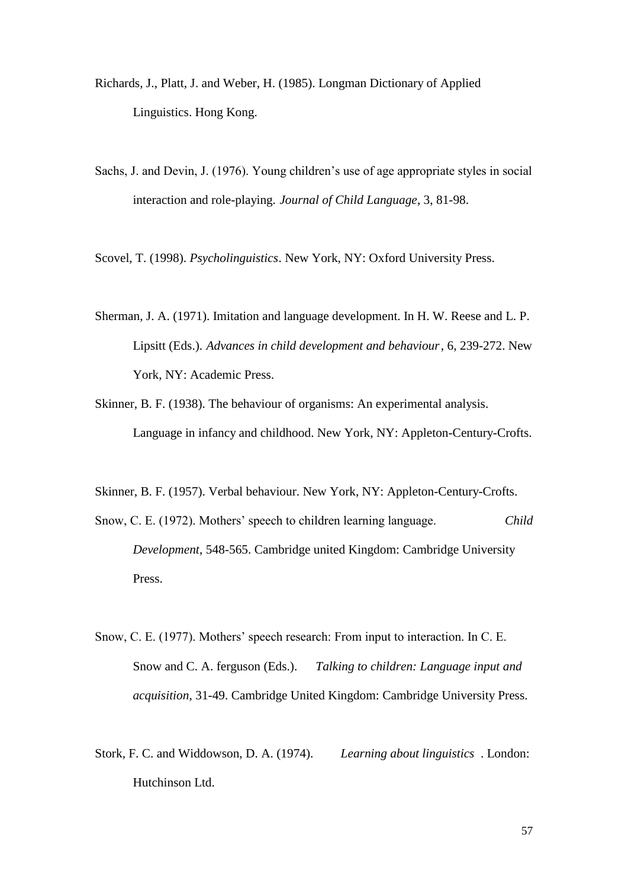Richards, J., Platt, J. and Weber, H. (1985). Longman Dictionary of Applied Linguistics. Hong Kong.

Sachs, J. and Devin, J. (1976). Young children's use of age appropriate styles in social interaction and role-playing. *Journal of Child Language*, 3, 81-98.

Scovel, T. (1998). *Psycholinguistics*. New York, NY: Oxford University Press.

Sherman, J. A. (1971). Imitation and language development. In H. W. Reese and L. P. Lipsitt (Eds.). *Advances in child development and behaviour*, 6, 239-272. New York, NY: Academic Press.

Skinner, B. F. (1938). The behaviour of organisms: An experimental analysis. Language in infancy and childhood. New York, NY: Appleton-Century-Crofts.

Skinner, B. F. (1957). Verbal behaviour. New York, NY: Appleton-Century-Crofts.

Snow, C. E. (1972). Mothers' speech to children learning language. *Child Development*, 548-565. Cambridge united Kingdom: Cambridge University Press.

Snow, C. E. (1977). Mothers' speech research: From input to interaction. In C. E. Snow and C. A. ferguson (Eds.). *Talking to children: Language input and acquisition*, 31-49. Cambridge United Kingdom: Cambridge University Press.

Stork, F. C. and Widdowson, D. A. (1974). *Learning about linguistics*. London: Hutchinson Ltd.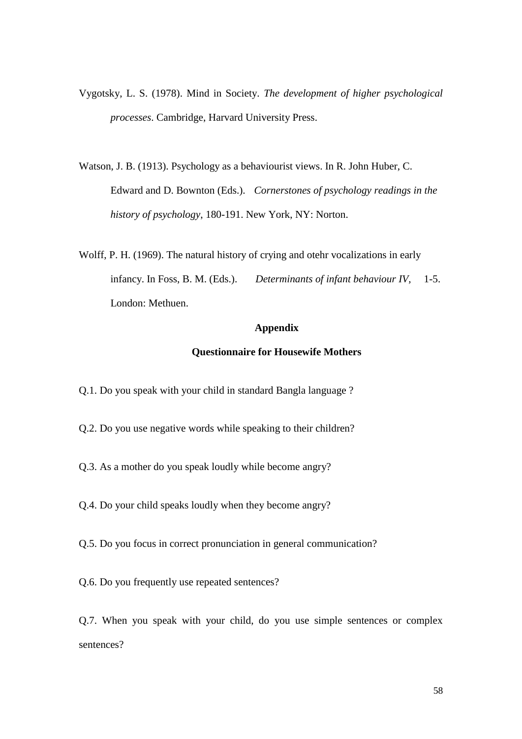Vygotsky, L. S. (1978). Mind in Society. *The development of higher psychological processes*. Cambridge, Harvard University Press.

Watson, J. B. (1913). Psychology as a behaviourist views. In R. John Huber, C. Edward and D. Bownton (Eds.). *Cornerstones of psychology readings in the history of psychology*, 180-191. New York, NY: Norton.

Wolff, P. H. (1969). The natural history of crying and otehr vocalizations in early infancy. In Foss, B. M. (Eds.). *Determinants of infant behaviour IV,* 1-5. London: Methuen.

## Appendix

### Questionnaire for Housewife Mothers

Q.1. Do you speak with your child in standard Bangla language ?

Q.2. Do you use negative words while speaking to their children?

Q.3. As a mother do you speak loudly while become angry?

Q.4. Do your child speaks loudly when they become angry?

Q.5. Do you focus in correct pronunciation in general communication?

Q.6. Do you frequently use repeated sentences?

Q.7. When you speak with your child, do you use simple sentences or complex sentences?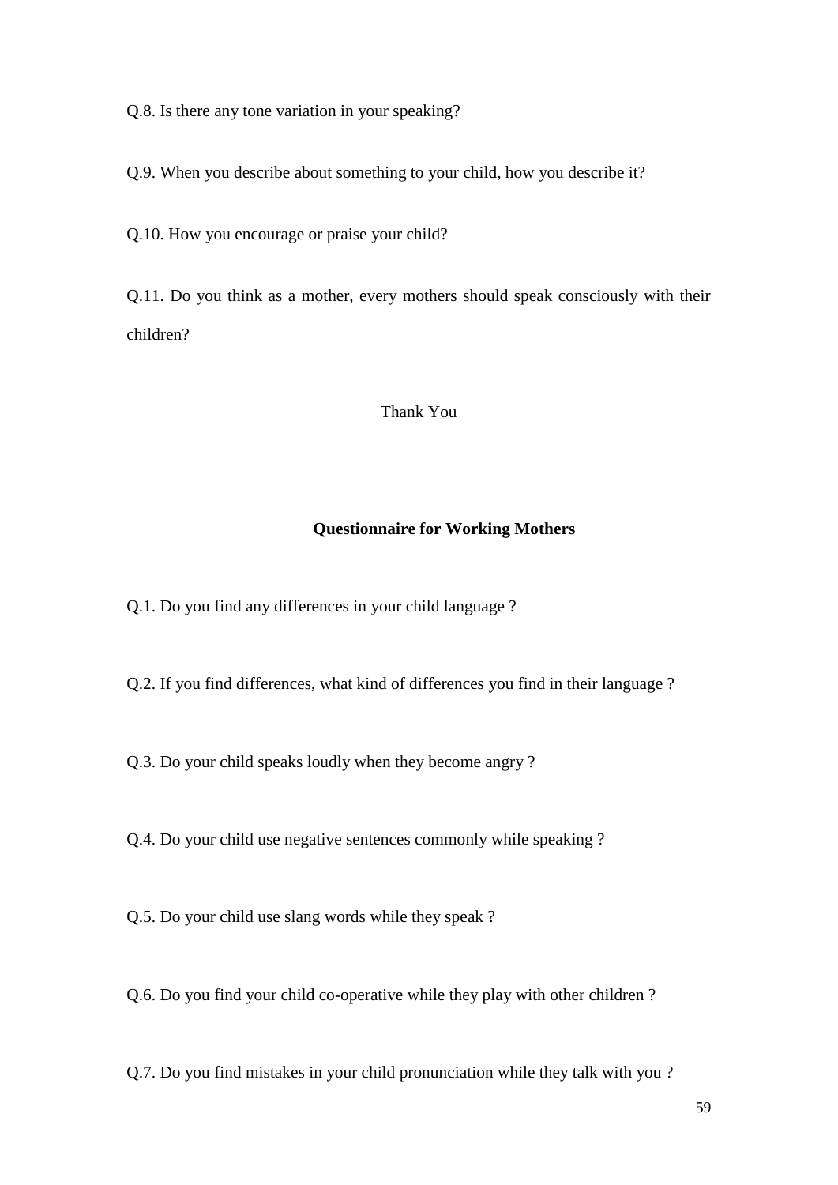Q.8. Is there any tone variation in your speaking?

Q.9. When you describe about something to your child, how you describe it?

Q.10. How you encourage or praise your child?

Q.11. Do you think as a mother, every mothers should speak consciously with their children?

Thank You

## Questionnaire for Working Mothers

Q.1. Do you find any differences in your child language ?

Q.2. If you find differences, what kind of differences you find in their language ?

Q.3. Do your child speaks loudly when they become angry ?

Q.4. Do your child use negative sentences commonly while speaking ?

Q.5. Do your child use slang words while they speak ?

Q.6. Do you find your child co-operative while they play with other children ?

Q.7. Do you find mistakes in your child pronunciation while they talk with you ?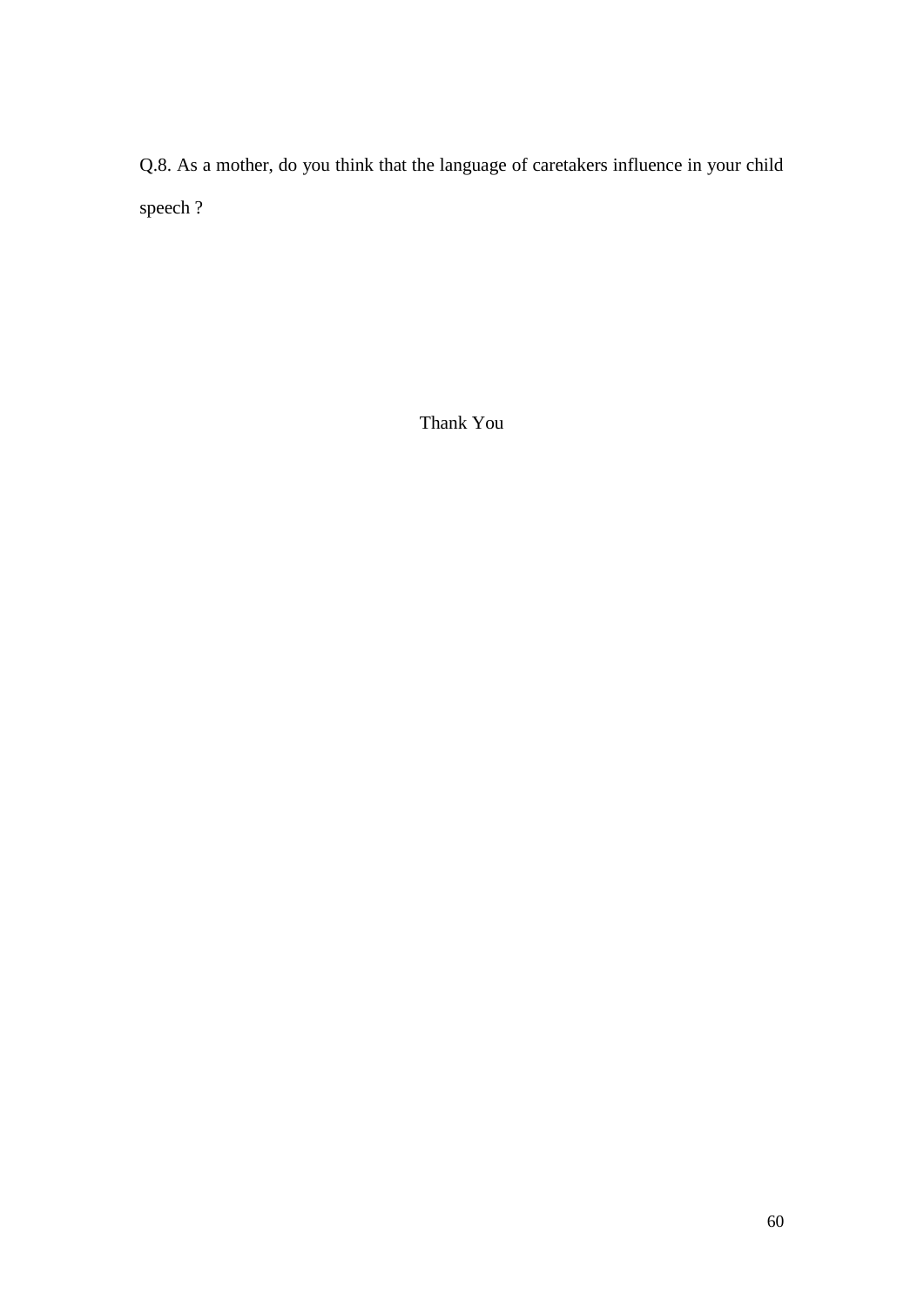Q.8. As a mother, do you think that the language of caretakers influence in your child speech ?

Thank You